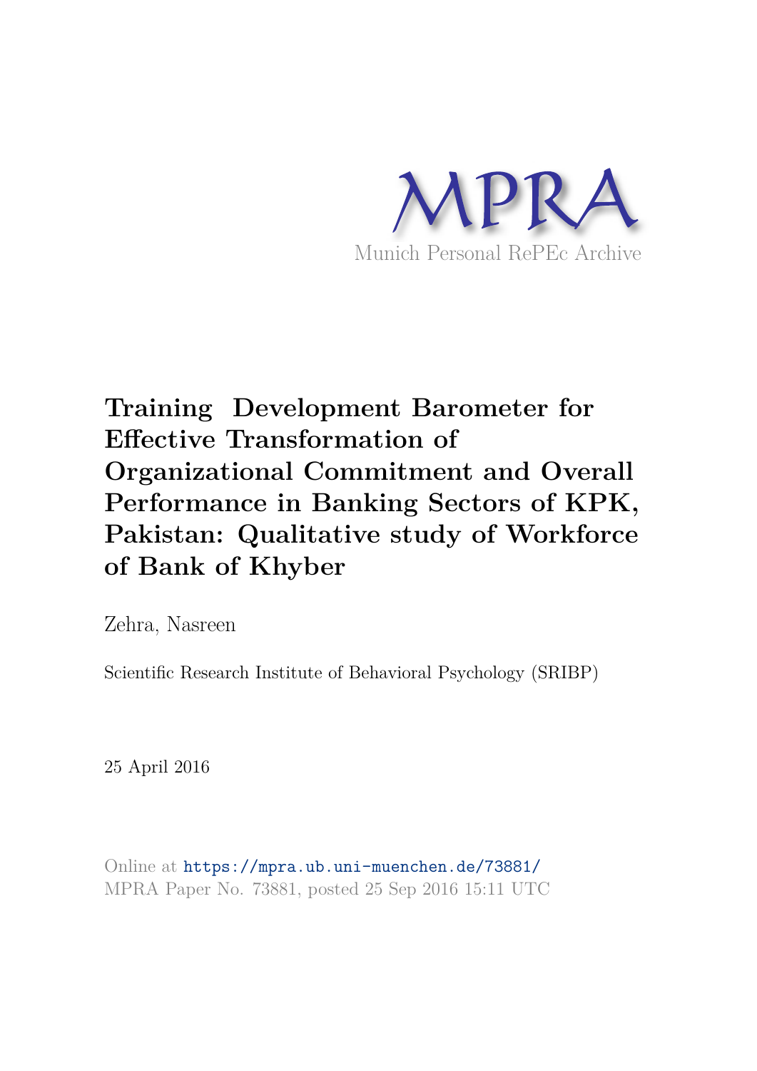MPRA

Munich Personal RePEc Archive

# Training Development Barometer for Effective Transformation of Organizational Commitment and Overall Performance in Banking Sectors of KPK, Pakistan: Qualitative study of Workforce of Bank of Khyber

Zehra, Nasreen

Scientific Research Institute of Behavioral Psychology (SRIBP)

25 April 2016

Online at https://mpra.ub.uni-muenchen.de/73881/
MPRA Paper No. 73881, posted 25 Sep 2016 15:11 UTC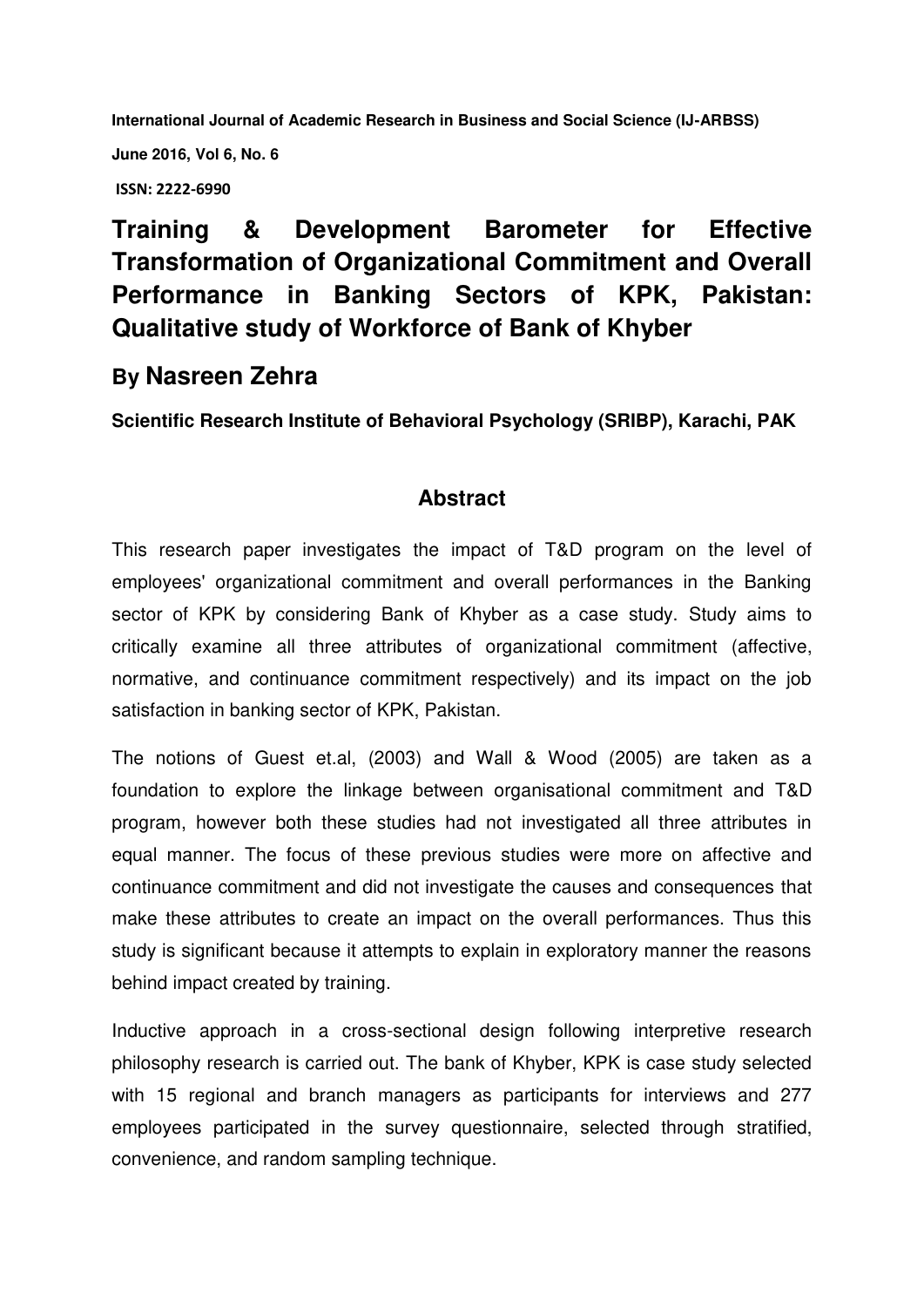# Training & Development Barometer for Effective Transformation of Organizational Commitment and Overall Performance in Banking Sectors of KPK, Pakistan: Qualitative study of Workforce of Bank of Khyber

## By Nasreen Zehra

**Scientific Research Institute of Behavioral Psychology (SRIBP), Karachi, PAK**

## Abstract

This research paper investigates the impact of T&D program on the level of employees' organizational commitment and overall performances in the Banking sector of KPK by considering Bank of Khyber as a case study. Study aims to critically examine all three attributes of organizational commitment (affective, normative, and continuance commitment respectively) and its impact on the job satisfaction in banking sector of KPK, Pakistan.

The notions of Guest et.al, (2003) and Wall & Wood (2005) are taken as a foundation to explore the linkage between organisational commitment and T&D program, however both these studies had not investigated all three attributes in equal manner. The focus of these previous studies were more on affective and continuance commitment and did not investigate the causes and consequences that make these attributes to create an impact on the overall performances. Thus this study is significant because it attempts to explain in exploratory manner the reasons behind impact created by training.

Inductive approach in a cross-sectional design following interpretive research philosophy research is carried out. The bank of Khyber, KPK is case study selected with 15 regional and branch managers as participants for interviews and 277 employees participated in the survey questionnaire, selected through stratified, convenience, and random sampling technique.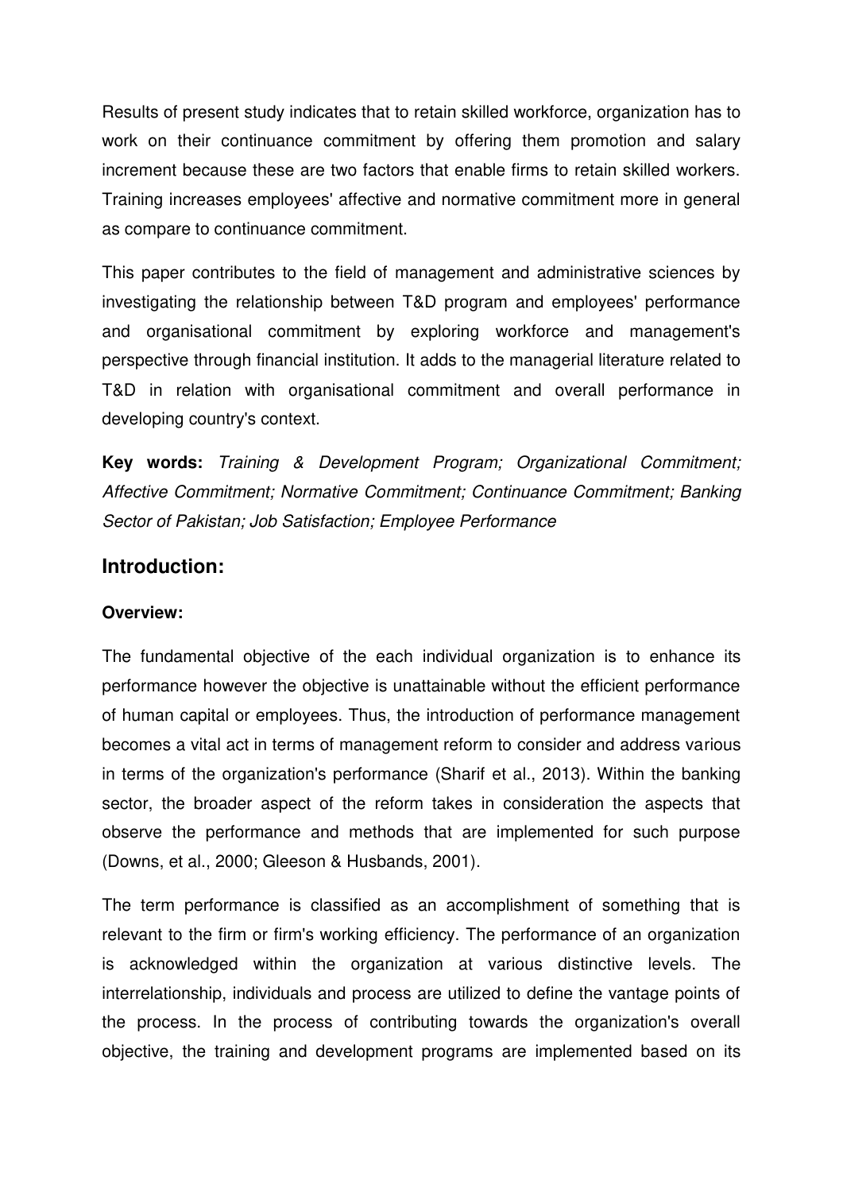Results of present study indicates that to retain skilled workforce, organization has to work on their continuance commitment by offering them promotion and salary increment because these are two factors that enable firms to retain skilled workers. Training increases employees' affective and normative commitment more in general as compare to continuance commitment.

This paper contributes to the field of management and administrative sciences by investigating the relationship between T&D program and employees' performance and organisational commitment by exploring workforce and management's perspective through financial institution. It adds to the managerial literature related to T&D in relation with organisational commitment and overall performance in developing country's context.

**Key words:** *Training & Development Program; Organizational Commitment; Affective Commitment; Normative Commitment; Continuance Commitment; Banking Sector of Pakistan; Job Satisfaction; Employee Performance*

## Introduction:

### Overview:

The fundamental objective of the each individual organization is to enhance its performance however the objective is unattainable without the efficient performance of human capital or employees. Thus, the introduction of performance management becomes a vital act in terms of management reform to consider and address various in terms of the organization's performance (Sharif et al., 2013). Within the banking sector, the broader aspect of the reform takes in consideration the aspects that observe the performance and methods that are implemented for such purpose (Downs, et al., 2000; Gleeson & Husbands, 2001).

The term performance is classified as an accomplishment of something that is relevant to the firm or firm's working efficiency. The performance of an organization is acknowledged within the organization at various distinctive levels. The interrelationship, individuals and process are utilized to define the vantage points of the process. In the process of contributing towards the organization's overall objective, the training and development programs are implemented based on its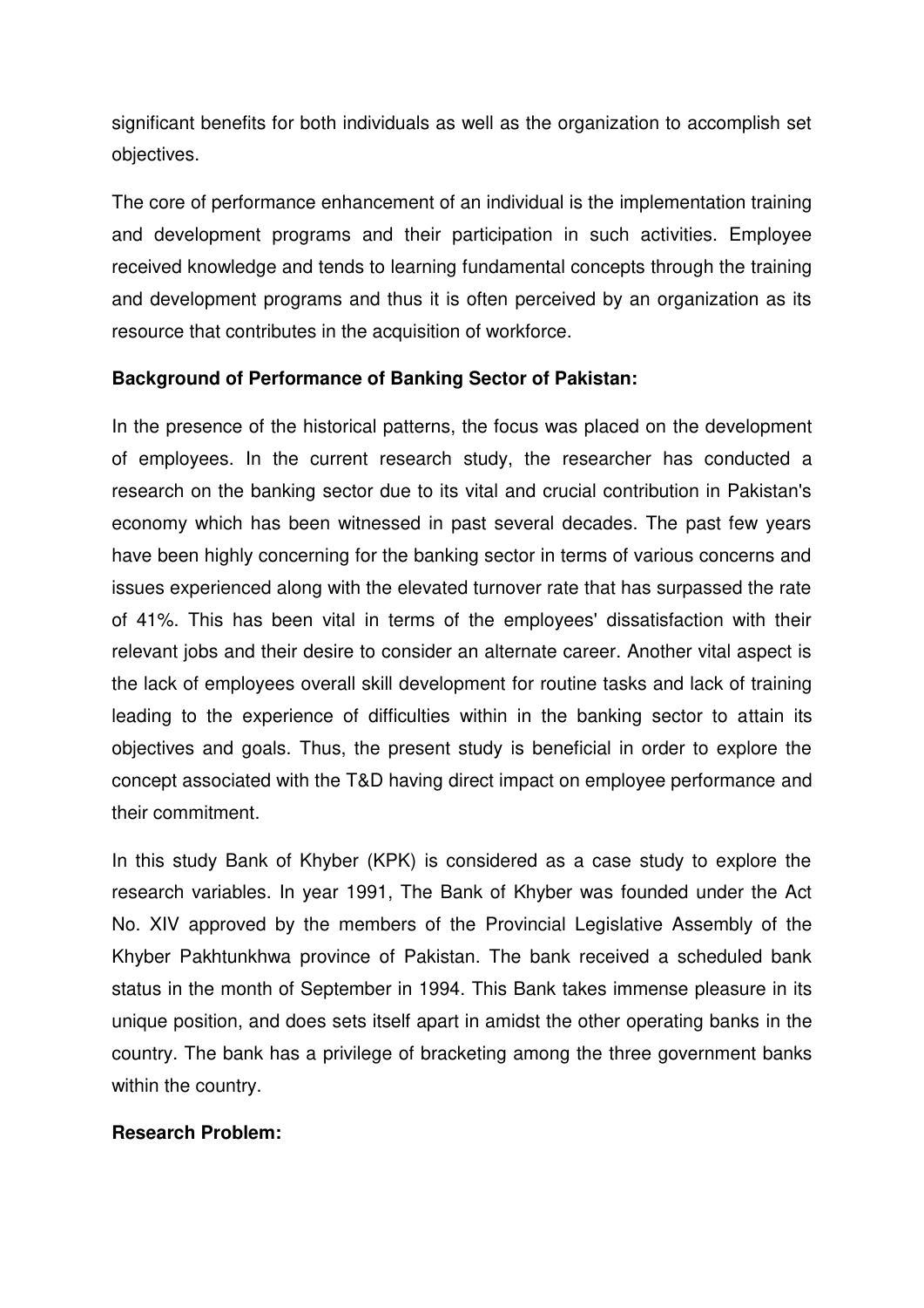significant benefits for both individuals as well as the organization to accomplish set objectives.

The core of performance enhancement of an individual is the implementation training and development programs and their participation in such activities. Employee received knowledge and tends to learning fundamental concepts through the training and development programs and thus it is often perceived by an organization as its resource that contributes in the acquisition of workforce.

**Background of Performance of Banking Sector of Pakistan:**

In the presence of the historical patterns, the focus was placed on the development of employees. In the current research study, the researcher has conducted a research on the banking sector due to its vital and crucial contribution in Pakistan's economy which has been witnessed in past several decades. The past few years have been highly concerning for the banking sector in terms of various concerns and issues experienced along with the elevated turnover rate that has surpassed the rate of 41%. This has been vital in terms of the employees' dissatisfaction with their relevant jobs and their desire to consider an alternate career. Another vital aspect is the lack of employees overall skill development for routine tasks and lack of training leading to the experience of difficulties within in the banking sector to attain its objectives and goals. Thus, the present study is beneficial in order to explore the concept associated with the T&D having direct impact on employee performance and their commitment.

In this study Bank of Khyber (KPK) is considered as a case study to explore the research variables. In year 1991, The Bank of Khyber was founded under the Act No. XIV approved by the members of the Provincial Legislative Assembly of the Khyber Pakhtunkhwa province of Pakistan. The bank received a scheduled bank status in the month of September in 1994. This Bank takes immense pleasure in its unique position, and does sets itself apart in amidst the other operating banks in the country. The bank has a privilege of bracketing among the three government banks within the country.

**Research Problem:**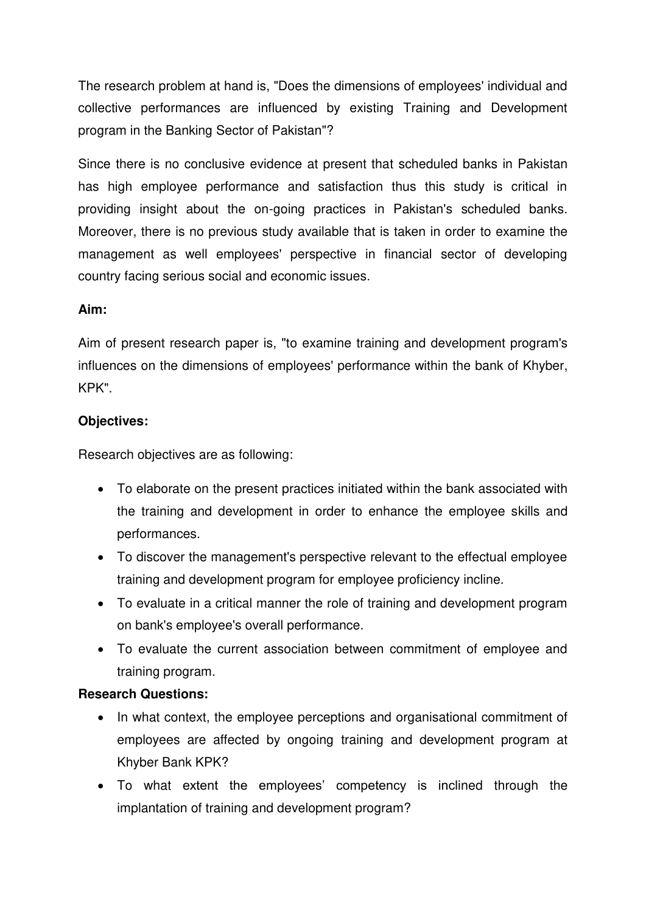The research problem at hand is, "Does the dimensions of employees' individual and collective performances are influenced by existing Training and Development program in the Banking Sector of Pakistan"?

Since there is no conclusive evidence at present that scheduled banks in Pakistan has high employee performance and satisfaction thus this study is critical in providing insight about the on-going practices in Pakistan's scheduled banks. Moreover, there is no previous study available that is taken in order to examine the management as well employees' perspective in financial sector of developing country facing serious social and economic issues.

**Aim:**

Aim of present research paper is, "to examine training and development program's influences on the dimensions of employees' performance within the bank of Khyber, KPK".

**Objectives:**

Research objectives are as following:

- To elaborate on the present practices initiated within the bank associated with the training and development in order to enhance the employee skills and performances.
- To discover the management's perspective relevant to the effectual employee training and development program for employee proficiency incline.
- To evaluate in a critical manner the role of training and development program on bank's employee's overall performance.
- To evaluate the current association between commitment of employee and training program.

**Research Questions:**

- In what context, the employee perceptions and organisational commitment of employees are affected by ongoing training and development program at Khyber Bank KPK?
- To what extent the employees' competency is inclined through the implantation of training and development program?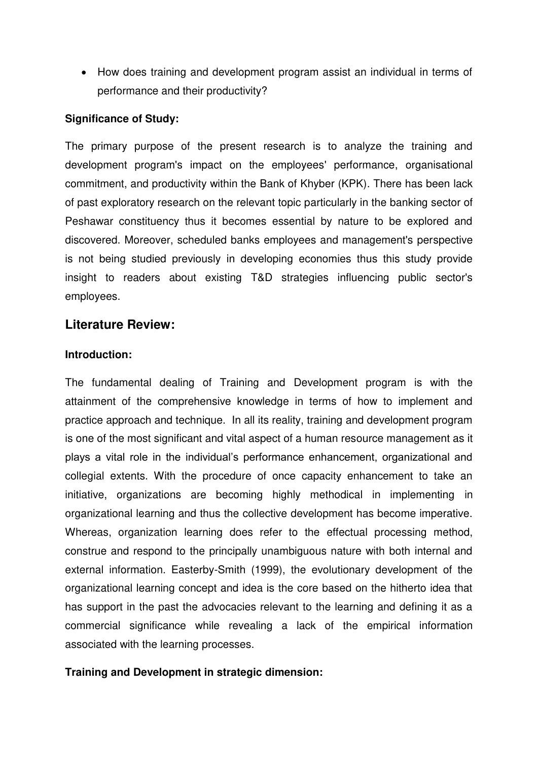- How does training and development program assist an individual in terms of performance and their productivity?

**Significance of Study:**

The primary purpose of the present research is to analyze the training and development program's impact on the employees' performance, organisational commitment, and productivity within the Bank of Khyber (KPK). There has been lack of past exploratory research on the relevant topic particularly in the banking sector of Peshawar constituency thus it becomes essential by nature to be explored and discovered. Moreover, scheduled banks employees and management's perspective is not being studied previously in developing economies thus this study provide insight to readers about existing T&D strategies influencing public sector's employees.

## Literature Review:

**Introduction:**

The fundamental dealing of Training and Development program is with the attainment of the comprehensive knowledge in terms of how to implement and practice approach and technique. In all its reality, training and development program is one of the most significant and vital aspect of a human resource management as it plays a vital role in the individual's performance enhancement, organizational and collegial extents. With the procedure of once capacity enhancement to take an initiative, organizations are becoming highly methodical in implementing in organizational learning and thus the collective development has become imperative. Whereas, organization learning does refer to the effectual processing method, construe and respond to the principally unambiguous nature with both internal and external information. Easterby-Smith (1999), the evolutionary development of the organizational learning concept and idea is the core based on the hitherto idea that has support in the past the advocacies relevant to the learning and defining it as a commercial significance while revealing a lack of the empirical information associated with the learning processes.

**Training and Development in strategic dimension:**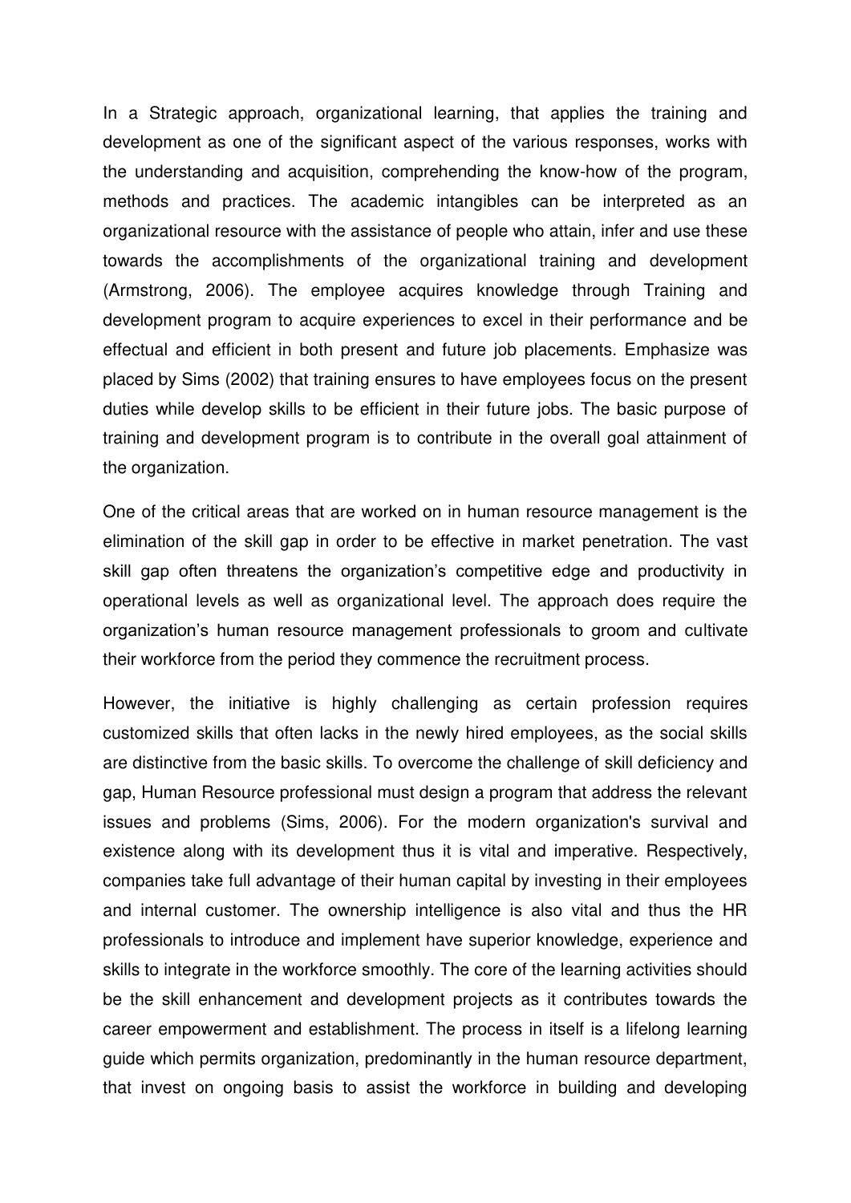In a Strategic approach, organizational learning, that applies the training and development as one of the significant aspect of the various responses, works with the understanding and acquisition, comprehending the know-how of the program, methods and practices. The academic intangibles can be interpreted as an organizational resource with the assistance of people who attain, infer and use these towards the accomplishments of the organizational training and development (Armstrong, 2006). The employee acquires knowledge through Training and development program to acquire experiences to excel in their performance and be effectual and efficient in both present and future job placements. Emphasize was placed by Sims (2002) that training ensures to have employees focus on the present duties while develop skills to be efficient in their future jobs. The basic purpose of training and development program is to contribute in the overall goal attainment of the organization.

One of the critical areas that are worked on in human resource management is the elimination of the skill gap in order to be effective in market penetration. The vast skill gap often threatens the organization's competitive edge and productivity in operational levels as well as organizational level. The approach does require the organization's human resource management professionals to groom and cultivate their workforce from the period they commence the recruitment process.

However, the initiative is highly challenging as certain profession requires customized skills that often lacks in the newly hired employees, as the social skills are distinctive from the basic skills. To overcome the challenge of skill deficiency and gap, Human Resource professional must design a program that address the relevant issues and problems (Sims, 2006). For the modern organization's survival and existence along with its development thus it is vital and imperative. Respectively, companies take full advantage of their human capital by investing in their employees and internal customer. The ownership intelligence is also vital and thus the HR professionals to introduce and implement have superior knowledge, experience and skills to integrate in the workforce smoothly. The core of the learning activities should be the skill enhancement and development projects as it contributes towards the career empowerment and establishment. The process in itself is a lifelong learning guide which permits organization, predominantly in the human resource department, that invest on ongoing basis to assist the workforce in building and developing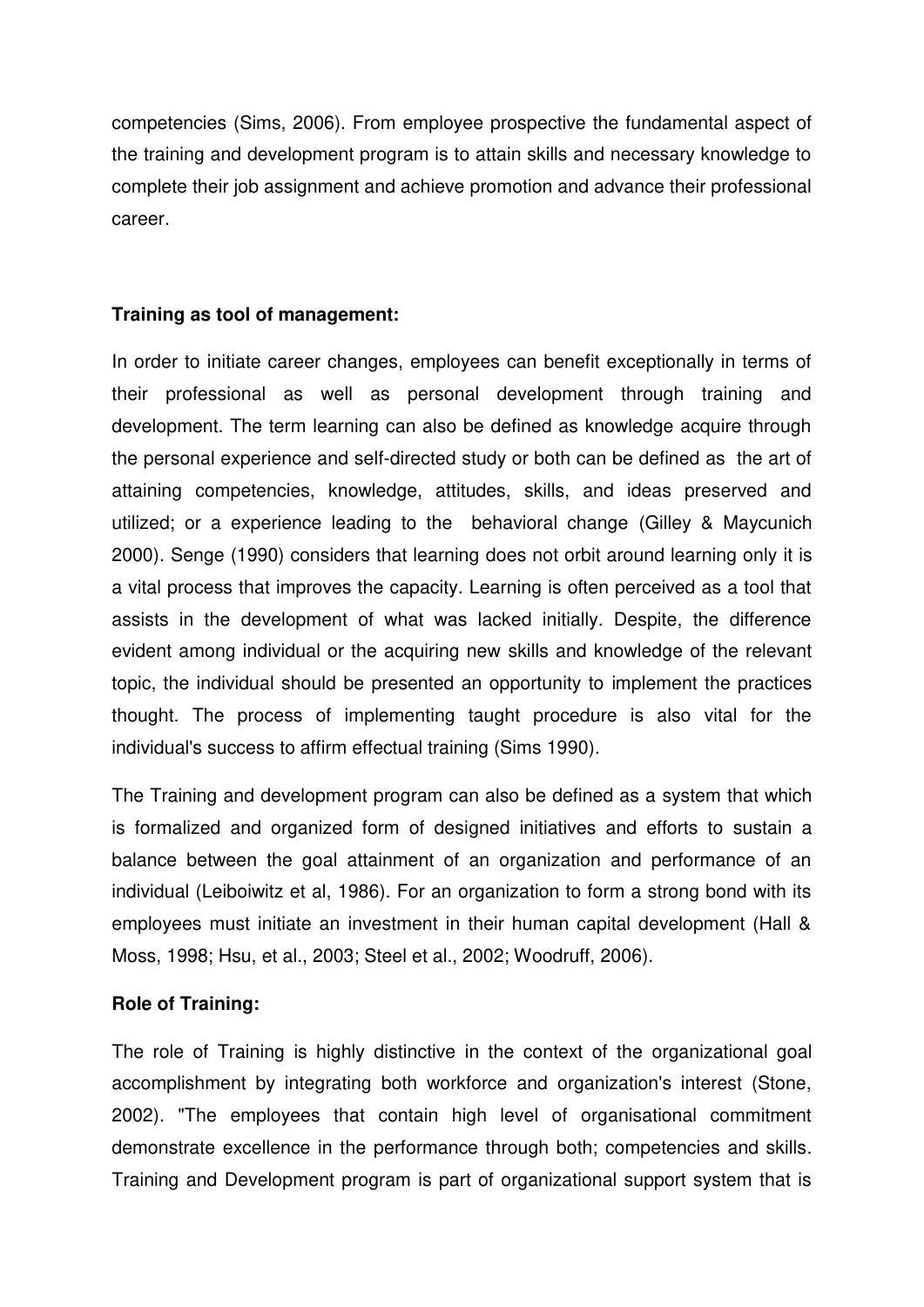competencies (Sims, 2006). From employee prospective the fundamental aspect of the training and development program is to attain skills and necessary knowledge to complete their job assignment and achieve promotion and advance their professional career.

**Training as tool of management:**

In order to initiate career changes, employees can benefit exceptionally in terms of their professional as well as personal development through training and development. The term learning can also be defined as knowledge acquire through the personal experience and self-directed study or both can be defined as the art of attaining competencies, knowledge, attitudes, skills, and ideas preserved and utilized; or a experience leading to the behavioral change (Gilley & Maycunich 2000). Senge (1990) considers that learning does not orbit around learning only it is a vital process that improves the capacity. Learning is often perceived as a tool that assists in the development of what was lacked initially. Despite, the difference evident among individual or the acquiring new skills and knowledge of the relevant topic, the individual should be presented an opportunity to implement the practices thought. The process of implementing taught procedure is also vital for the individual's success to affirm effectual training (Sims 1990).

The Training and development program can also be defined as a system that which is formalized and organized form of designed initiatives and efforts to sustain a balance between the goal attainment of an organization and performance of an individual (Leiboiwitz et al, 1986). For an organization to form a strong bond with its employees must initiate an investment in their human capital development (Hall & Moss, 1998; Hsu, et al., 2003; Steel et al., 2002; Woodruff, 2006).

**Role of Training:**

The role of Training is highly distinctive in the context of the organizational goal accomplishment by integrating both workforce and organization's interest (Stone, 2002). "The employees that contain high level of organisational commitment demonstrate excellence in the performance through both; competencies and skills. Training and Development program is part of organizational support system that is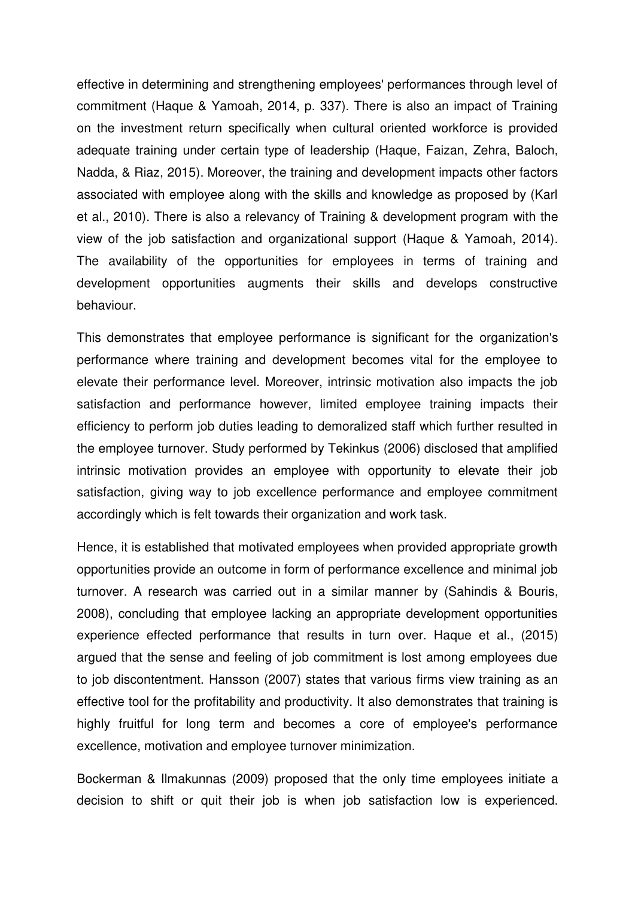effective in determining and strengthening employees' performances through level of commitment (Haque & Yamoah, 2014, p. 337). There is also an impact of Training on the investment return specifically when cultural oriented workforce is provided adequate training under certain type of leadership (Haque, Faizan, Zehra, Baloch, Nadda, & Riaz, 2015). Moreover, the training and development impacts other factors associated with employee along with the skills and knowledge as proposed by (Karl et al., 2010). There is also a relevancy of Training & development program with the view of the job satisfaction and organizational support (Haque & Yamoah, 2014). The availability of the opportunities for employees in terms of training and development opportunities augments their skills and develops constructive behaviour.

This demonstrates that employee performance is significant for the organization's performance where training and development becomes vital for the employee to elevate their performance level. Moreover, intrinsic motivation also impacts the job satisfaction and performance however, limited employee training impacts their efficiency to perform job duties leading to demoralized staff which further resulted in the employee turnover. Study performed by Tekinkus (2006) disclosed that amplified intrinsic motivation provides an employee with opportunity to elevate their job satisfaction, giving way to job excellence performance and employee commitment accordingly which is felt towards their organization and work task.

Hence, it is established that motivated employees when provided appropriate growth opportunities provide an outcome in form of performance excellence and minimal job turnover. A research was carried out in a similar manner by (Sahindis & Bouris, 2008), concluding that employee lacking an appropriate development opportunities experience effected performance that results in turn over. Haque et al., (2015) argued that the sense and feeling of job commitment is lost among employees due to job discontentment. Hansson (2007) states that various firms view training as an effective tool for the profitability and productivity. It also demonstrates that training is highly fruitful for long term and becomes a core of employee's performance excellence, motivation and employee turnover minimization.

Bockerman & Ilmakunnas (2009) proposed that the only time employees initiate a decision to shift or quit their job is when job satisfaction low is experienced.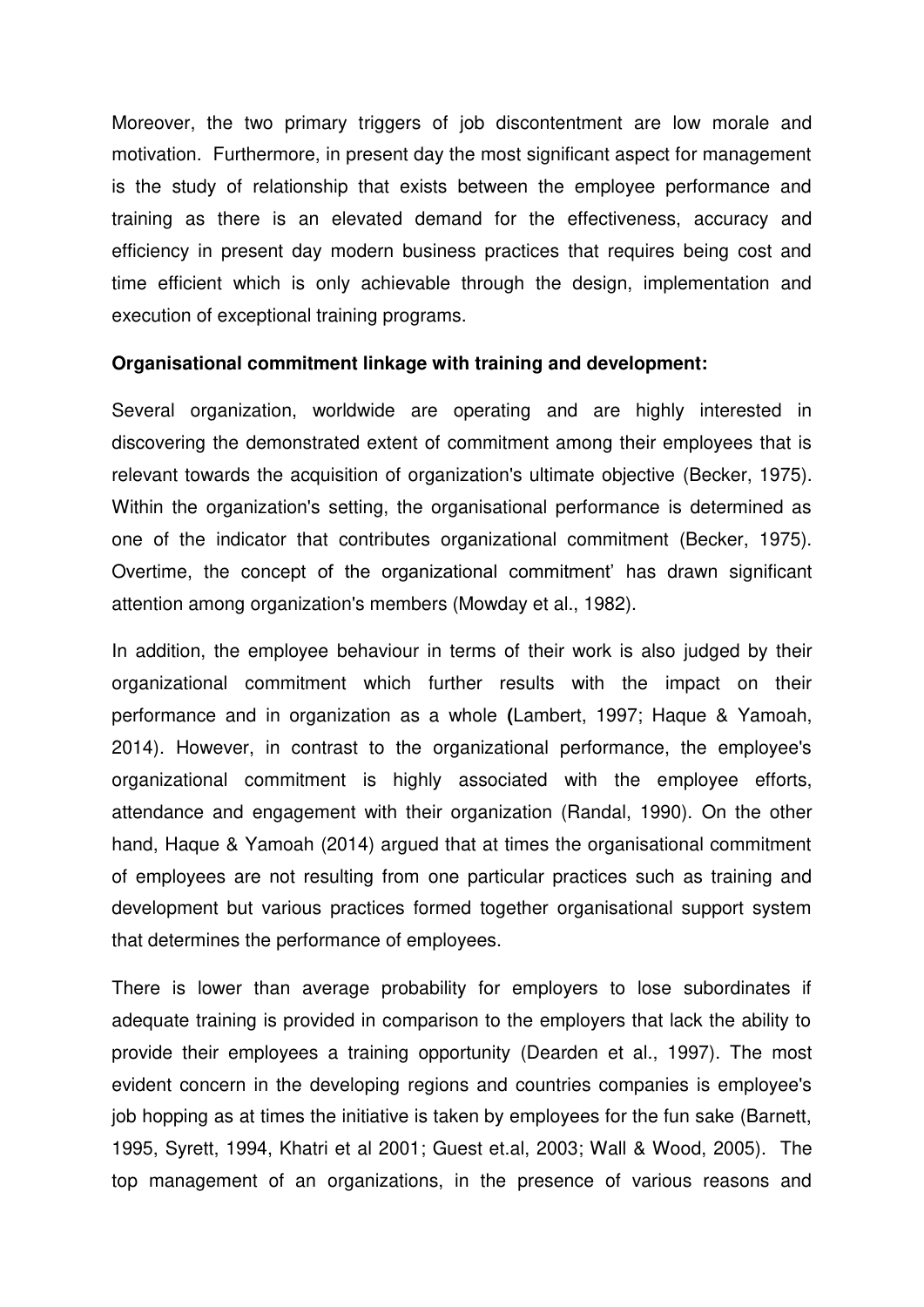Moreover, the two primary triggers of job discontentment are low morale and motivation. Furthermore, in present day the most significant aspect for management is the study of relationship that exists between the employee performance and training as there is an elevated demand for the effectiveness, accuracy and efficiency in present day modern business practices that requires being cost and time efficient which is only achievable through the design, implementation and execution of exceptional training programs.

**Organisational commitment linkage with training and development:**

Several organization, worldwide are operating and are highly interested in discovering the demonstrated extent of commitment among their employees that is relevant towards the acquisition of organization's ultimate objective (Becker, 1975). Within the organization's setting, the organisational performance is determined as one of the indicator that contributes organizational commitment (Becker, 1975). Overtime, the concept of the organizational commitment' has drawn significant attention among organization's members (Mowday et al., 1982).

In addition, the employee behaviour in terms of their work is also judged by their organizational commitment which further results with the impact on their performance and in organization as a whole **(**Lambert, 1997; Haque & Yamoah, 2014). However, in contrast to the organizational performance, the employee's organizational commitment is highly associated with the employee efforts, attendance and engagement with their organization (Randal, 1990). On the other hand, Haque & Yamoah (2014) argued that at times the organisational commitment of employees are not resulting from one particular practices such as training and development but various practices formed together organisational support system that determines the performance of employees.

There is lower than average probability for employers to lose subordinates if adequate training is provided in comparison to the employers that lack the ability to provide their employees a training opportunity (Dearden et al., 1997). The most evident concern in the developing regions and countries companies is employee's job hopping as at times the initiative is taken by employees for the fun sake (Barnett, 1995, Syrett, 1994, Khatri et al 2001; Guest et.al, 2003; Wall & Wood, 2005). The top management of an organizations, in the presence of various reasons and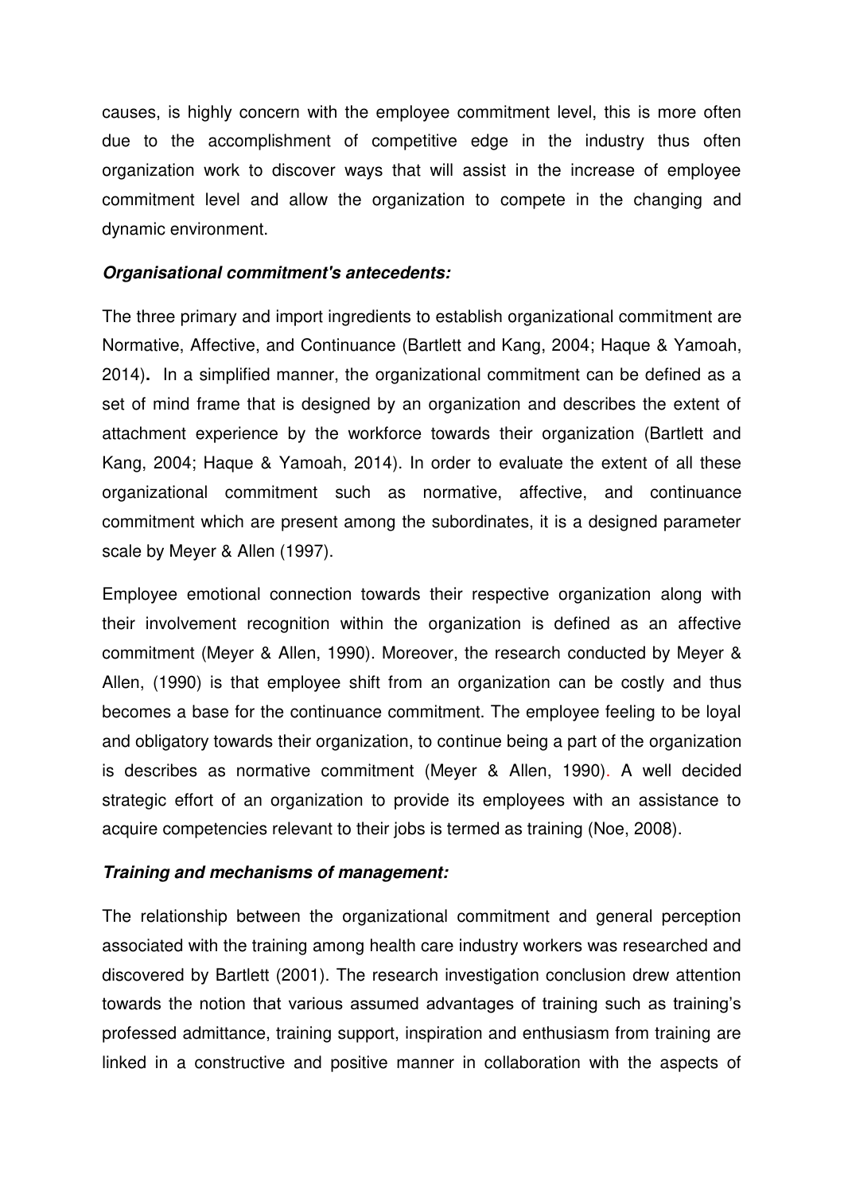causes, is highly concern with the employee commitment level, this is more often due to the accomplishment of competitive edge in the industry thus often organization work to discover ways that will assist in the increase of employee commitment level and allow the organization to compete in the changing and dynamic environment.

***Organisational commitment's antecedents:***

The three primary and import ingredients to establish organizational commitment are Normative, Affective, and Continuance (Bartlett and Kang, 2004; Haque & Yamoah, 2014). In a simplified manner, the organizational commitment can be defined as a set of mind frame that is designed by an organization and describes the extent of attachment experience by the workforce towards their organization (Bartlett and Kang, 2004; Haque & Yamoah, 2014). In order to evaluate the extent of all these organizational commitment such as normative, affective, and continuance commitment which are present among the subordinates, it is a designed parameter scale by Meyer & Allen (1997).

Employee emotional connection towards their respective organization along with their involvement recognition within the organization is defined as an affective commitment (Meyer & Allen, 1990). Moreover, the research conducted by Meyer & Allen, (1990) is that employee shift from an organization can be costly and thus becomes a base for the continuance commitment. The employee feeling to be loyal and obligatory towards their organization, to continue being a part of the organization is describes as normative commitment (Meyer & Allen, 1990). A well decided strategic effort of an organization to provide its employees with an assistance to acquire competencies relevant to their jobs is termed as training (Noe, 2008).

***Training and mechanisms of management:***

The relationship between the organizational commitment and general perception associated with the training among health care industry workers was researched and discovered by Bartlett (2001). The research investigation conclusion drew attention towards the notion that various assumed advantages of training such as training's professed admittance, training support, inspiration and enthusiasm from training are linked in a constructive and positive manner in collaboration with the aspects of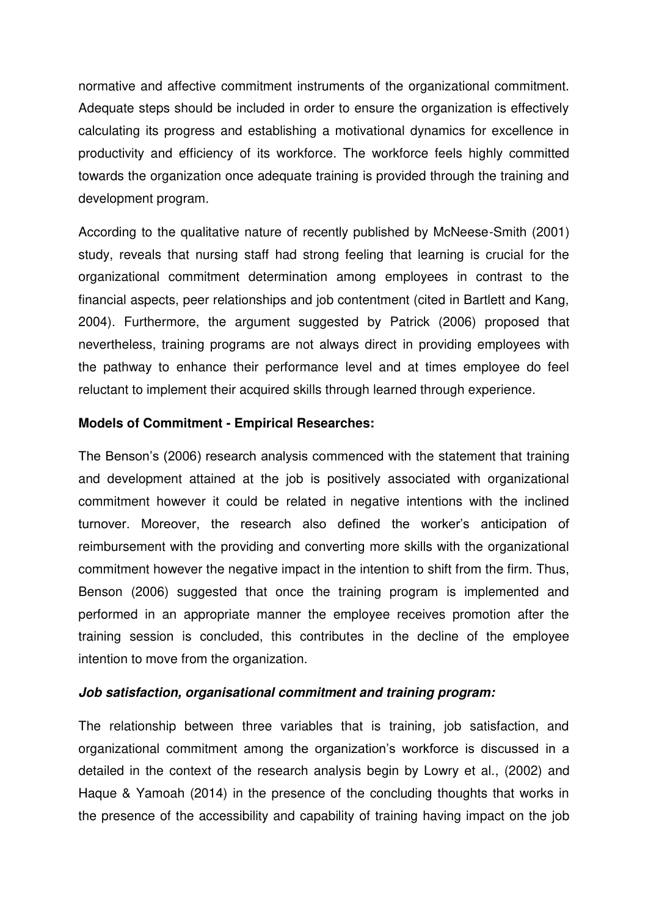normative and affective commitment instruments of the organizational commitment. Adequate steps should be included in order to ensure the organization is effectively calculating its progress and establishing a motivational dynamics for excellence in productivity and efficiency of its workforce. The workforce feels highly committed towards the organization once adequate training is provided through the training and development program.

According to the qualitative nature of recently published by McNeese-Smith (2001) study, reveals that nursing staff had strong feeling that learning is crucial for the organizational commitment determination among employees in contrast to the financial aspects, peer relationships and job contentment (cited in Bartlett and Kang, 2004). Furthermore, the argument suggested by Patrick (2006) proposed that nevertheless, training programs are not always direct in providing employees with the pathway to enhance their performance level and at times employee do feel reluctant to implement their acquired skills through learned through experience.

**Models of Commitment - Empirical Researches:**

The Benson's (2006) research analysis commenced with the statement that training and development attained at the job is positively associated with organizational commitment however it could be related in negative intentions with the inclined turnover. Moreover, the research also defined the worker's anticipation of reimbursement with the providing and converting more skills with the organizational commitment however the negative impact in the intention to shift from the firm. Thus, Benson (2006) suggested that once the training program is implemented and performed in an appropriate manner the employee receives promotion after the training session is concluded, this contributes in the decline of the employee intention to move from the organization.

***Job satisfaction, organisational commitment and training program:***

The relationship between three variables that is training, job satisfaction, and organizational commitment among the organization's workforce is discussed in a detailed in the context of the research analysis begin by Lowry et al., (2002) and Haque & Yamoah (2014) in the presence of the concluding thoughts that works in the presence of the accessibility and capability of training having impact on the job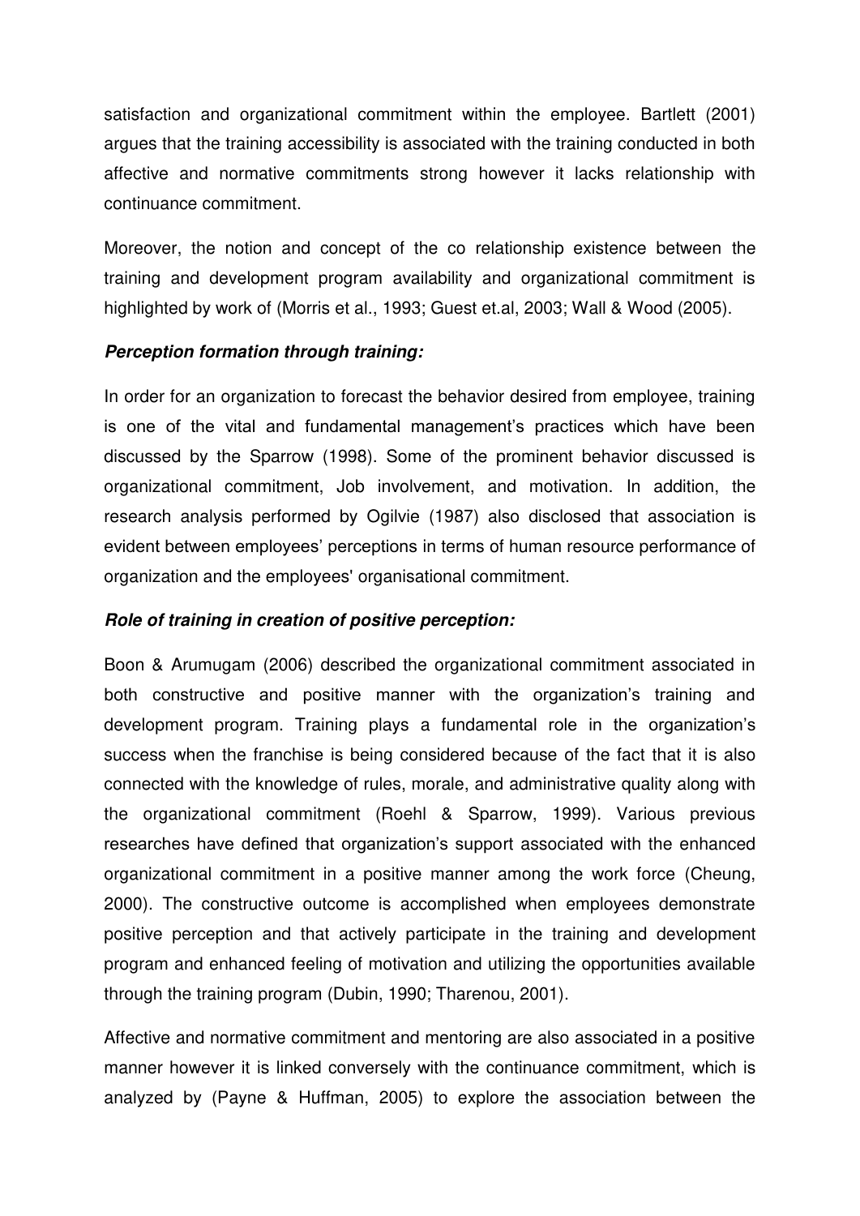satisfaction and organizational commitment within the employee. Bartlett (2001) argues that the training accessibility is associated with the training conducted in both affective and normative commitments strong however it lacks relationship with continuance commitment.

Moreover, the notion and concept of the co relationship existence between the training and development program availability and organizational commitment is highlighted by work of (Morris et al., 1993; Guest et.al, 2003; Wall & Wood (2005).

***Perception formation through training:***

In order for an organization to forecast the behavior desired from employee, training is one of the vital and fundamental management's practices which have been discussed by the Sparrow (1998). Some of the prominent behavior discussed is organizational commitment, Job involvement, and motivation. In addition, the research analysis performed by Ogilvie (1987) also disclosed that association is evident between employees' perceptions in terms of human resource performance of organization and the employees' organisational commitment.

***Role of training in creation of positive perception:***

Boon & Arumugam (2006) described the organizational commitment associated in both constructive and positive manner with the organization's training and development program. Training plays a fundamental role in the organization's success when the franchise is being considered because of the fact that it is also connected with the knowledge of rules, morale, and administrative quality along with the organizational commitment (Roehl & Sparrow, 1999). Various previous researches have defined that organization's support associated with the enhanced organizational commitment in a positive manner among the work force (Cheung, 2000). The constructive outcome is accomplished when employees demonstrate positive perception and that actively participate in the training and development program and enhanced feeling of motivation and utilizing the opportunities available through the training program (Dubin, 1990; Tharenou, 2001).

Affective and normative commitment and mentoring are also associated in a positive manner however it is linked conversely with the continuance commitment, which is analyzed by (Payne & Huffman, 2005) to explore the association between the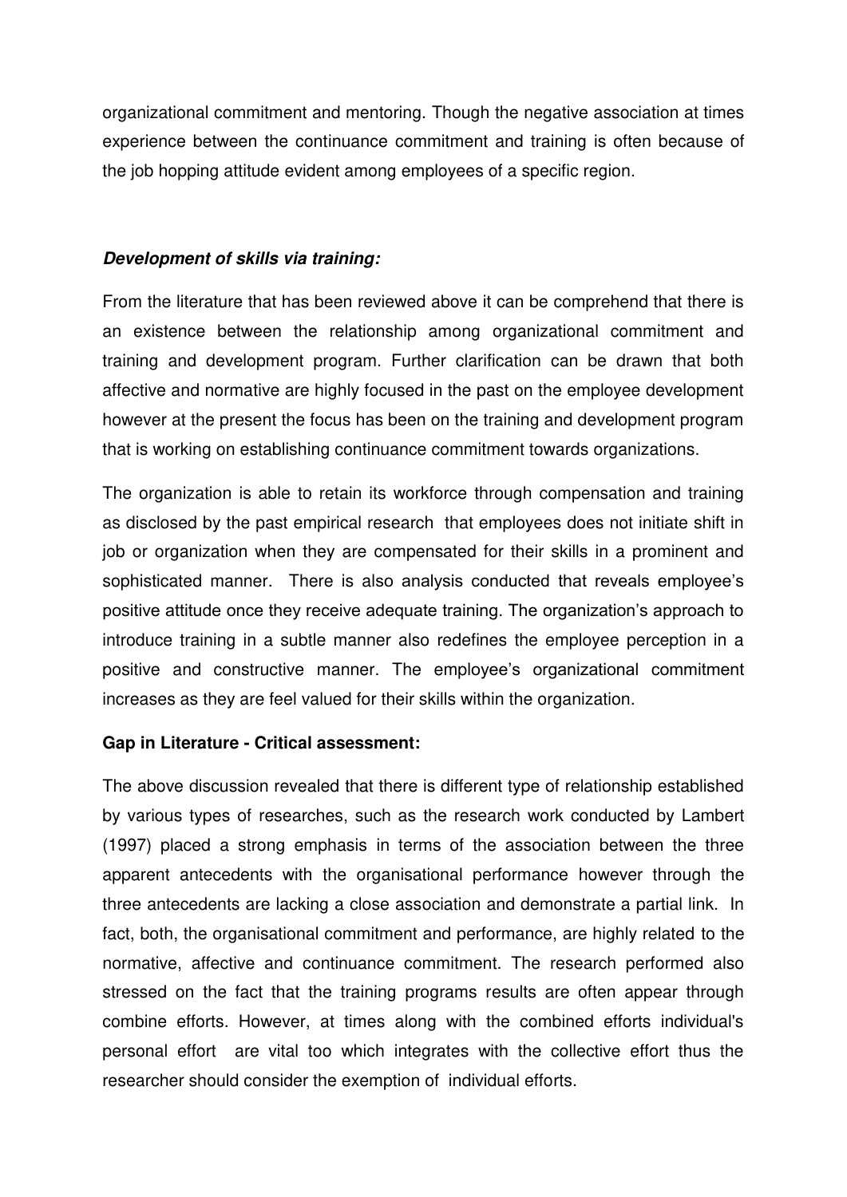organizational commitment and mentoring. Though the negative association at times experience between the continuance commitment and training is often because of the job hopping attitude evident among employees of a specific region.

***Development of skills via training:***

From the literature that has been reviewed above it can be comprehend that there is an existence between the relationship among organizational commitment and training and development program. Further clarification can be drawn that both affective and normative are highly focused in the past on the employee development however at the present the focus has been on the training and development program that is working on establishing continuance commitment towards organizations.

The organization is able to retain its workforce through compensation and training as disclosed by the past empirical research that employees does not initiate shift in job or organization when they are compensated for their skills in a prominent and sophisticated manner. There is also analysis conducted that reveals employee's positive attitude once they receive adequate training. The organization's approach to introduce training in a subtle manner also redefines the employee perception in a positive and constructive manner. The employee's organizational commitment increases as they are feel valued for their skills within the organization.

**Gap in Literature - Critical assessment:**

The above discussion revealed that there is different type of relationship established by various types of researches, such as the research work conducted by Lambert (1997) placed a strong emphasis in terms of the association between the three apparent antecedents with the organisational performance however through the three antecedents are lacking a close association and demonstrate a partial link. In fact, both, the organisational commitment and performance, are highly related to the normative, affective and continuance commitment. The research performed also stressed on the fact that the training programs results are often appear through combine efforts. However, at times along with the combined efforts individual's personal effort are vital too which integrates with the collective effort thus the researcher should consider the exemption of individual efforts.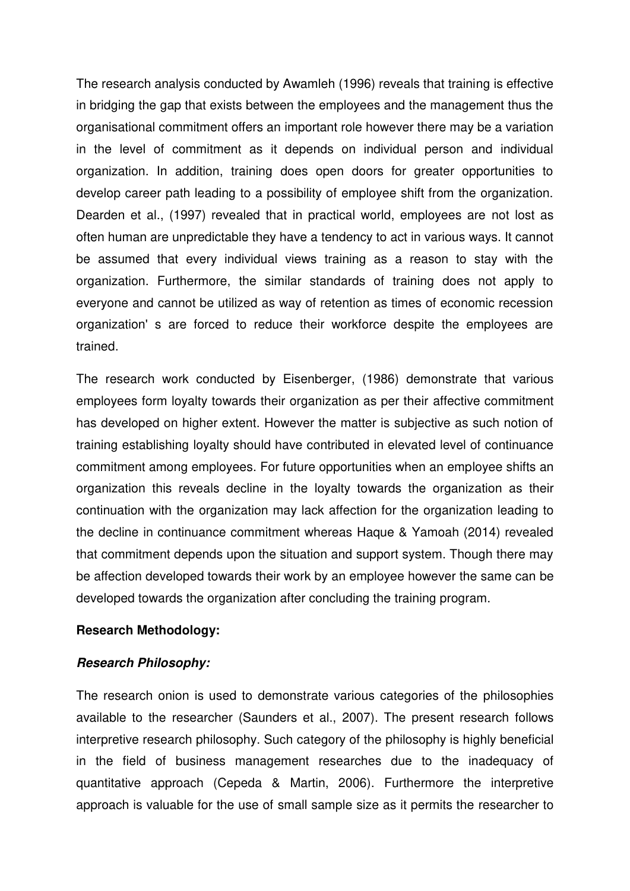The research analysis conducted by Awamleh (1996) reveals that training is effective in bridging the gap that exists between the employees and the management thus the organisational commitment offers an important role however there may be a variation in the level of commitment as it depends on individual person and individual organization. In addition, training does open doors for greater opportunities to develop career path leading to a possibility of employee shift from the organization. Dearden et al., (1997) revealed that in practical world, employees are not lost as often human are unpredictable they have a tendency to act in various ways. It cannot be assumed that every individual views training as a reason to stay with the organization. Furthermore, the similar standards of training does not apply to everyone and cannot be utilized as way of retention as times of economic recession organization' s are forced to reduce their workforce despite the employees are trained.

The research work conducted by Eisenberger, (1986) demonstrate that various employees form loyalty towards their organization as per their affective commitment has developed on higher extent. However the matter is subjective as such notion of training establishing loyalty should have contributed in elevated level of continuance commitment among employees. For future opportunities when an employee shifts an organization this reveals decline in the loyalty towards the organization as their continuation with the organization may lack affection for the organization leading to the decline in continuance commitment whereas Haque & Yamoah (2014) revealed that commitment depends upon the situation and support system. Though there may be affection developed towards their work by an employee however the same can be developed towards the organization after concluding the training program.

## Research Methodology:

### *Research Philosophy:*

The research onion is used to demonstrate various categories of the philosophies available to the researcher (Saunders et al., 2007). The present research follows interpretive research philosophy. Such category of the philosophy is highly beneficial in the field of business management researches due to the inadequacy of quantitative approach (Cepeda & Martin, 2006). Furthermore the interpretive approach is valuable for the use of small sample size as it permits the researcher to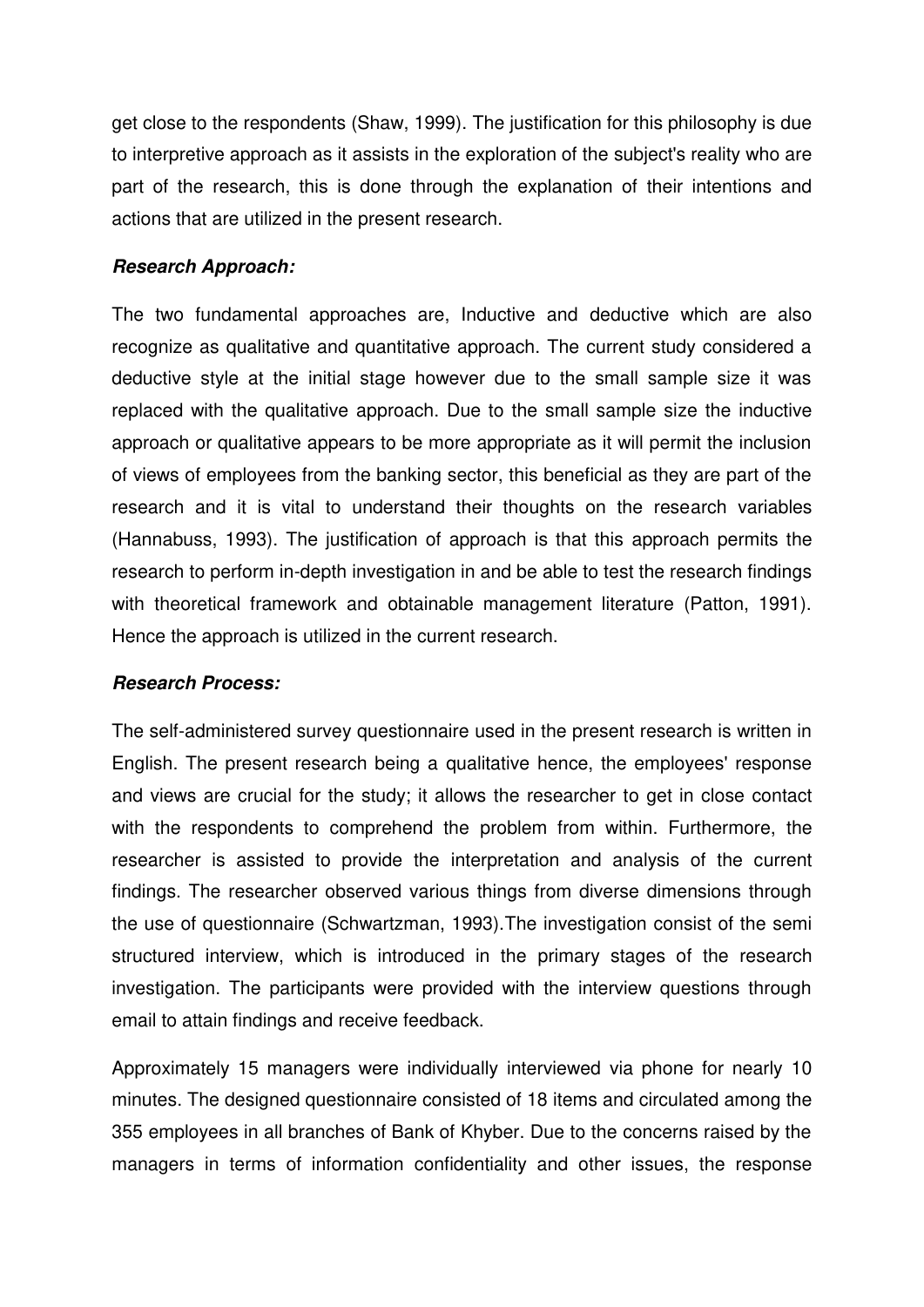get close to the respondents (Shaw, 1999). The justification for this philosophy is due to interpretive approach as it assists in the exploration of the subject's reality who are part of the research, this is done through the explanation of their intentions and actions that are utilized in the present research.

***Research Approach:***

The two fundamental approaches are, Inductive and deductive which are also recognize as qualitative and quantitative approach. The current study considered a deductive style at the initial stage however due to the small sample size it was replaced with the qualitative approach. Due to the small sample size the inductive approach or qualitative appears to be more appropriate as it will permit the inclusion of views of employees from the banking sector, this beneficial as they are part of the research and it is vital to understand their thoughts on the research variables (Hannabuss, 1993). The justification of approach is that this approach permits the research to perform in-depth investigation in and be able to test the research findings with theoretical framework and obtainable management literature (Patton, 1991). Hence the approach is utilized in the current research.

***Research Process:***

The self-administered survey questionnaire used in the present research is written in English. The present research being a qualitative hence, the employees' response and views are crucial for the study; it allows the researcher to get in close contact with the respondents to comprehend the problem from within. Furthermore, the researcher is assisted to provide the interpretation and analysis of the current findings. The researcher observed various things from diverse dimensions through the use of questionnaire (Schwartzman, 1993).The investigation consist of the semi structured interview, which is introduced in the primary stages of the research investigation. The participants were provided with the interview questions through email to attain findings and receive feedback.

Approximately 15 managers were individually interviewed via phone for nearly 10 minutes. The designed questionnaire consisted of 18 items and circulated among the 355 employees in all branches of Bank of Khyber. Due to the concerns raised by the managers in terms of information confidentiality and other issues, the response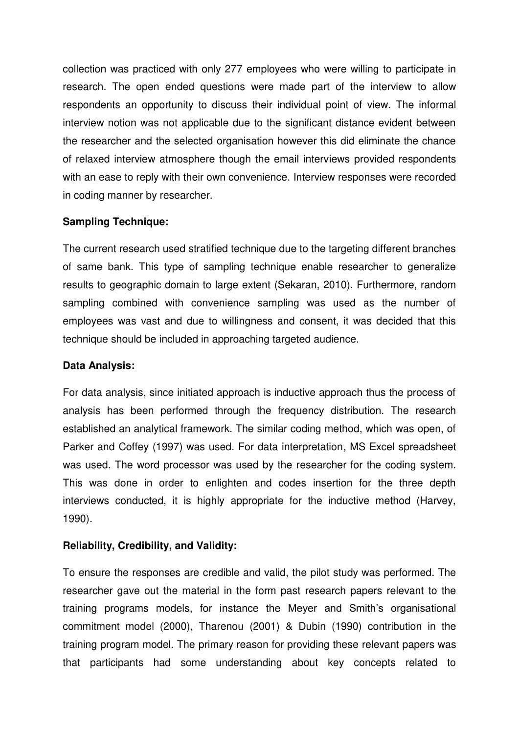collection was practiced with only 277 employees who were willing to participate in research. The open ended questions were made part of the interview to allow respondents an opportunity to discuss their individual point of view. The informal interview notion was not applicable due to the significant distance evident between the researcher and the selected organisation however this did eliminate the chance of relaxed interview atmosphere though the email interviews provided respondents with an ease to reply with their own convenience. Interview responses were recorded in coding manner by researcher.

**Sampling Technique:**

The current research used stratified technique due to the targeting different branches of same bank. This type of sampling technique enable researcher to generalize results to geographic domain to large extent (Sekaran, 2010). Furthermore, random sampling combined with convenience sampling was used as the number of employees was vast and due to willingness and consent, it was decided that this technique should be included in approaching targeted audience.

**Data Analysis:**

For data analysis, since initiated approach is inductive approach thus the process of analysis has been performed through the frequency distribution. The research established an analytical framework. The similar coding method, which was open, of Parker and Coffey (1997) was used. For data interpretation, MS Excel spreadsheet was used. The word processor was used by the researcher for the coding system. This was done in order to enlighten and codes insertion for the three depth interviews conducted, it is highly appropriate for the inductive method (Harvey, 1990).

**Reliability, Credibility, and Validity:**

To ensure the responses are credible and valid, the pilot study was performed. The researcher gave out the material in the form past research papers relevant to the training programs models, for instance the Meyer and Smith's organisational commitment model (2000), Tharenou (2001) & Dubin (1990) contribution in the training program model. The primary reason for providing these relevant papers was that participants had some understanding about key concepts related to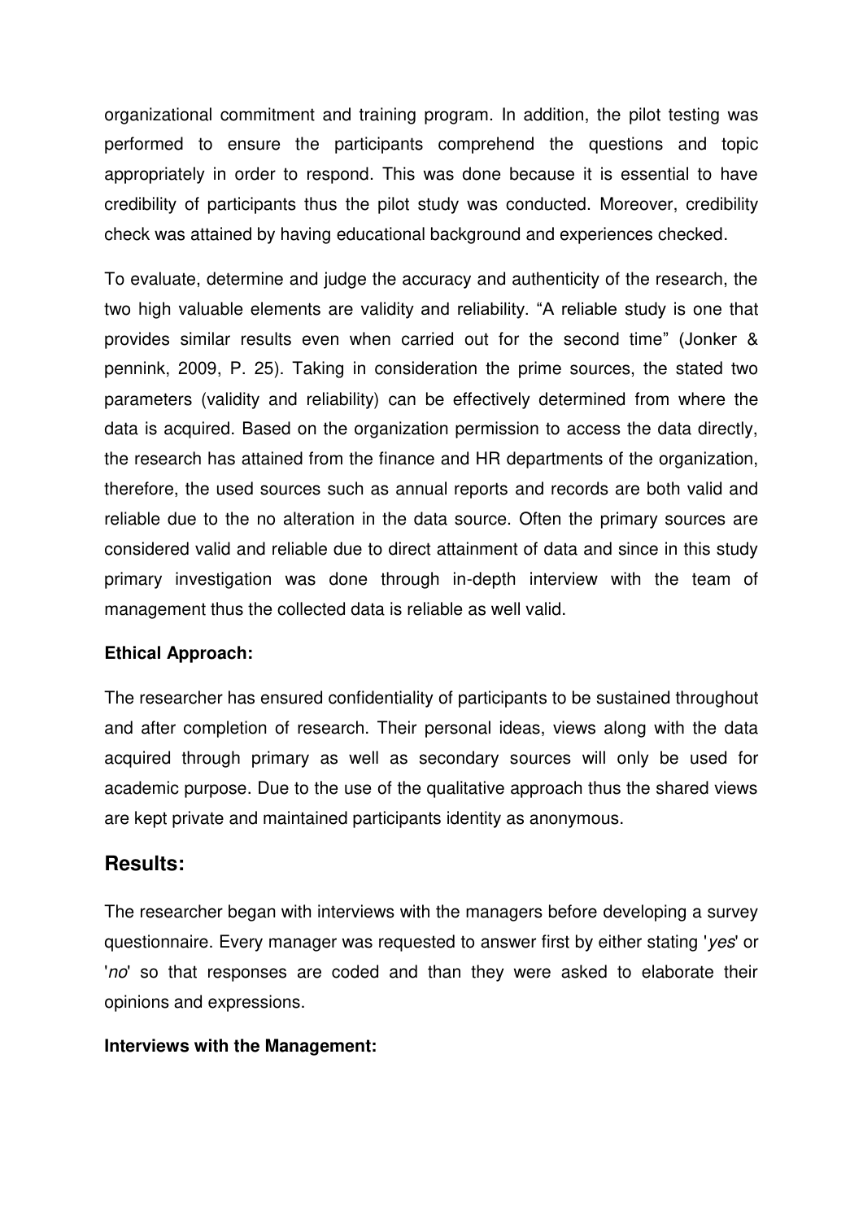organizational commitment and training program. In addition, the pilot testing was performed to ensure the participants comprehend the questions and topic appropriately in order to respond. This was done because it is essential to have credibility of participants thus the pilot study was conducted. Moreover, credibility check was attained by having educational background and experiences checked.

To evaluate, determine and judge the accuracy and authenticity of the research, the two high valuable elements are validity and reliability. "A reliable study is one that provides similar results even when carried out for the second time" (Jonker & pennink, 2009, P. 25). Taking in consideration the prime sources, the stated two parameters (validity and reliability) can be effectively determined from where the data is acquired. Based on the organization permission to access the data directly, the research has attained from the finance and HR departments of the organization, therefore, the used sources such as annual reports and records are both valid and reliable due to the no alteration in the data source. Often the primary sources are considered valid and reliable due to direct attainment of data and since in this study primary investigation was done through in-depth interview with the team of management thus the collected data is reliable as well valid.

**Ethical Approach:**

The researcher has ensured confidentiality of participants to be sustained throughout and after completion of research. Their personal ideas, views along with the data acquired through primary as well as secondary sources will only be used for academic purpose. Due to the use of the qualitative approach thus the shared views are kept private and maintained participants identity as anonymous.

## Results:

The researcher began with interviews with the managers before developing a survey questionnaire. Every manager was requested to answer first by either stating '*yes*' or '*no*' so that responses are coded and than they were asked to elaborate their opinions and expressions.

**Interviews with the Management:**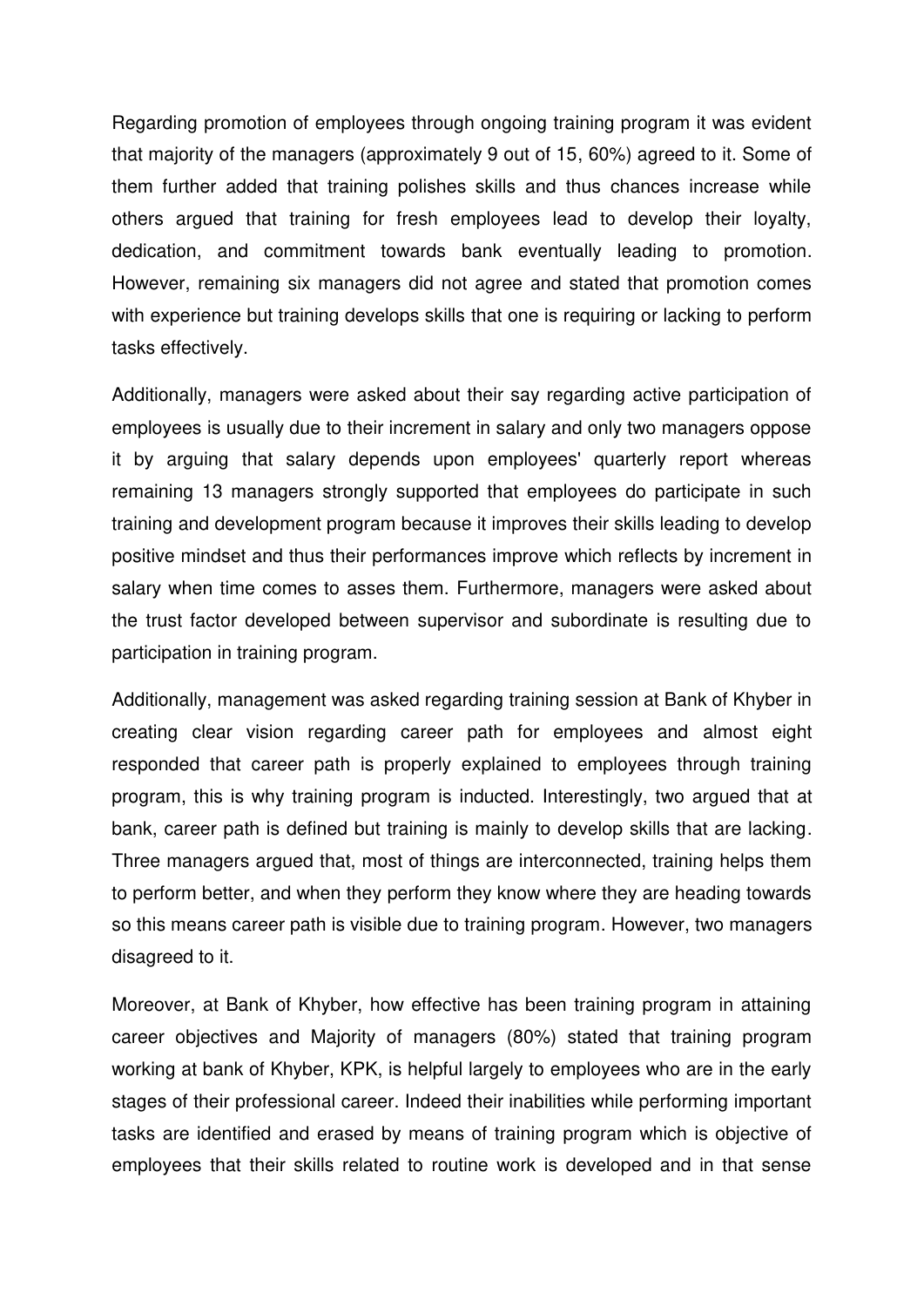Regarding promotion of employees through ongoing training program it was evident that majority of the managers (approximately 9 out of 15, 60%) agreed to it. Some of them further added that training polishes skills and thus chances increase while others argued that training for fresh employees lead to develop their loyalty, dedication, and commitment towards bank eventually leading to promotion. However, remaining six managers did not agree and stated that promotion comes with experience but training develops skills that one is requiring or lacking to perform tasks effectively.

Additionally, managers were asked about their say regarding active participation of employees is usually due to their increment in salary and only two managers oppose it by arguing that salary depends upon employees' quarterly report whereas remaining 13 managers strongly supported that employees do participate in such training and development program because it improves their skills leading to develop positive mindset and thus their performances improve which reflects by increment in salary when time comes to asses them. Furthermore, managers were asked about the trust factor developed between supervisor and subordinate is resulting due to participation in training program.

Additionally, management was asked regarding training session at Bank of Khyber in creating clear vision regarding career path for employees and almost eight responded that career path is properly explained to employees through training program, this is why training program is inducted. Interestingly, two argued that at bank, career path is defined but training is mainly to develop skills that are lacking. Three managers argued that, most of things are interconnected, training helps them to perform better, and when they perform they know where they are heading towards so this means career path is visible due to training program. However, two managers disagreed to it.

Moreover, at Bank of Khyber, how effective has been training program in attaining career objectives and Majority of managers (80%) stated that training program working at bank of Khyber, KPK, is helpful largely to employees who are in the early stages of their professional career. Indeed their inabilities while performing important tasks are identified and erased by means of training program which is objective of employees that their skills related to routine work is developed and in that sense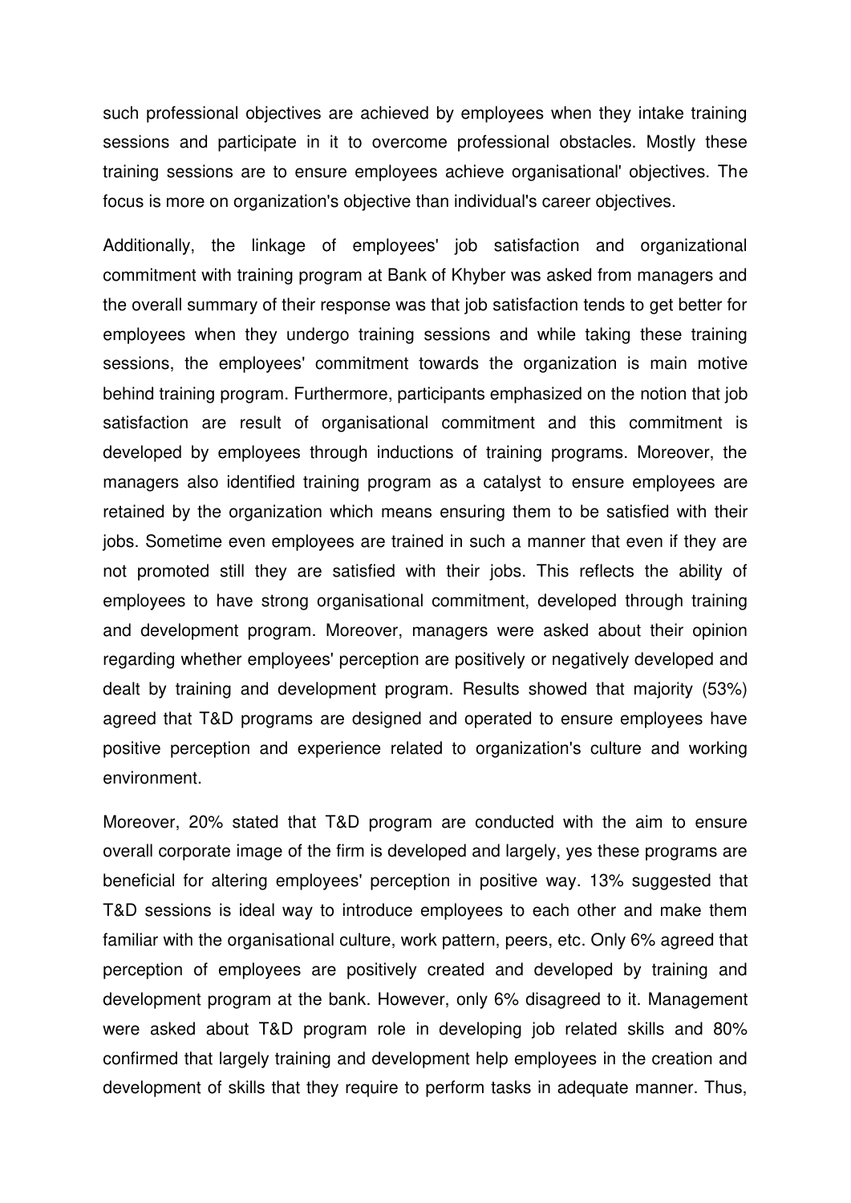such professional objectives are achieved by employees when they intake training sessions and participate in it to overcome professional obstacles. Mostly these training sessions are to ensure employees achieve organisational' objectives. The focus is more on organization's objective than individual's career objectives.

Additionally, the linkage of employees' job satisfaction and organizational commitment with training program at Bank of Khyber was asked from managers and the overall summary of their response was that job satisfaction tends to get better for employees when they undergo training sessions and while taking these training sessions, the employees' commitment towards the organization is main motive behind training program. Furthermore, participants emphasized on the notion that job satisfaction are result of organisational commitment and this commitment is developed by employees through inductions of training programs. Moreover, the managers also identified training program as a catalyst to ensure employees are retained by the organization which means ensuring them to be satisfied with their jobs. Sometime even employees are trained in such a manner that even if they are not promoted still they are satisfied with their jobs. This reflects the ability of employees to have strong organisational commitment, developed through training and development program. Moreover, managers were asked about their opinion regarding whether employees' perception are positively or negatively developed and dealt by training and development program. Results showed that majority (53%) agreed that T&D programs are designed and operated to ensure employees have positive perception and experience related to organization's culture and working environment.

Moreover, 20% stated that T&D program are conducted with the aim to ensure overall corporate image of the firm is developed and largely, yes these programs are beneficial for altering employees' perception in positive way. 13% suggested that T&D sessions is ideal way to introduce employees to each other and make them familiar with the organisational culture, work pattern, peers, etc. Only 6% agreed that perception of employees are positively created and developed by training and development program at the bank. However, only 6% disagreed to it. Management were asked about T&D program role in developing job related skills and 80% confirmed that largely training and development help employees in the creation and development of skills that they require to perform tasks in adequate manner. Thus,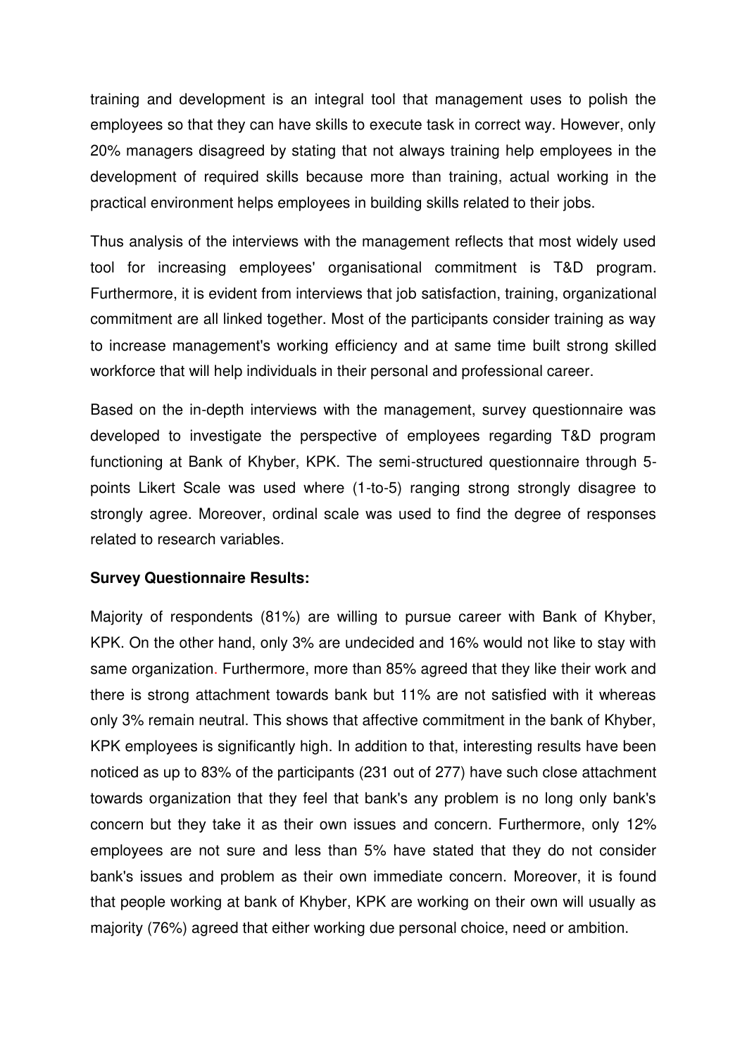training and development is an integral tool that management uses to polish the employees so that they can have skills to execute task in correct way. However, only 20% managers disagreed by stating that not always training help employees in the development of required skills because more than training, actual working in the practical environment helps employees in building skills related to their jobs.

Thus analysis of the interviews with the management reflects that most widely used tool for increasing employees' organisational commitment is T&D program. Furthermore, it is evident from interviews that job satisfaction, training, organizational commitment are all linked together. Most of the participants consider training as way to increase management's working efficiency and at same time built strong skilled workforce that will help individuals in their personal and professional career.

Based on the in-depth interviews with the management, survey questionnaire was developed to investigate the perspective of employees regarding T&D program functioning at Bank of Khyber, KPK. The semi-structured questionnaire through 5-points Likert Scale was used where (1-to-5) ranging strong strongly disagree to strongly agree. Moreover, ordinal scale was used to find the degree of responses related to research variables.

**Survey Questionnaire Results:**

Majority of respondents (81%) are willing to pursue career with Bank of Khyber, KPK. On the other hand, only 3% are undecided and 16% would not like to stay with same organization. Furthermore, more than 85% agreed that they like their work and there is strong attachment towards bank but 11% are not satisfied with it whereas only 3% remain neutral. This shows that affective commitment in the bank of Khyber, KPK employees is significantly high. In addition to that, interesting results have been noticed as up to 83% of the participants (231 out of 277) have such close attachment towards organization that they feel that bank's any problem is no long only bank's concern but they take it as their own issues and concern. Furthermore, only 12% employees are not sure and less than 5% have stated that they do not consider bank's issues and problem as their own immediate concern. Moreover, it is found that people working at bank of Khyber, KPK are working on their own will usually as majority (76%) agreed that either working due personal choice, need or ambition.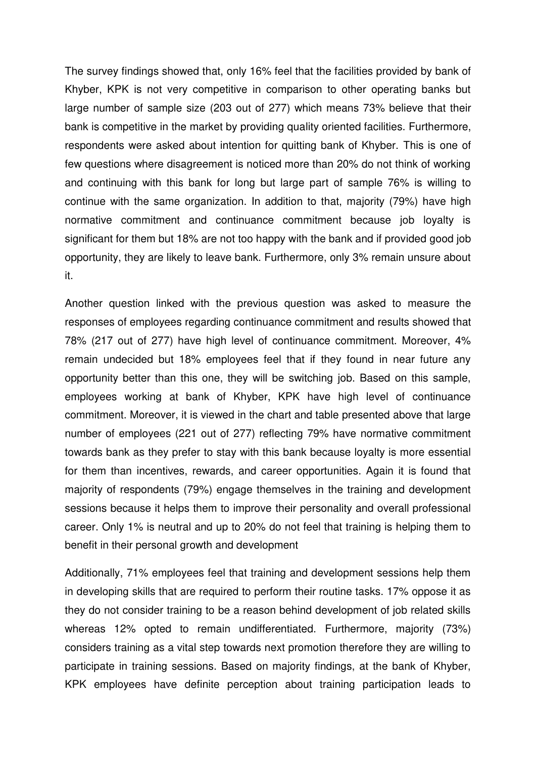The survey findings showed that, only 16% feel that the facilities provided by bank of Khyber, KPK is not very competitive in comparison to other operating banks but large number of sample size (203 out of 277) which means 73% believe that their bank is competitive in the market by providing quality oriented facilities. Furthermore, respondents were asked about intention for quitting bank of Khyber. This is one of few questions where disagreement is noticed more than 20% do not think of working and continuing with this bank for long but large part of sample 76% is willing to continue with the same organization. In addition to that, majority (79%) have high normative commitment and continuance commitment because job loyalty is significant for them but 18% are not too happy with the bank and if provided good job opportunity, they are likely to leave bank. Furthermore, only 3% remain unsure about it.

Another question linked with the previous question was asked to measure the responses of employees regarding continuance commitment and results showed that 78% (217 out of 277) have high level of continuance commitment. Moreover, 4% remain undecided but 18% employees feel that if they found in near future any opportunity better than this one, they will be switching job. Based on this sample, employees working at bank of Khyber, KPK have high level of continuance commitment. Moreover, it is viewed in the chart and table presented above that large number of employees (221 out of 277) reflecting 79% have normative commitment towards bank as they prefer to stay with this bank because loyalty is more essential for them than incentives, rewards, and career opportunities. Again it is found that majority of respondents (79%) engage themselves in the training and development sessions because it helps them to improve their personality and overall professional career. Only 1% is neutral and up to 20% do not feel that training is helping them to benefit in their personal growth and development

Additionally, 71% employees feel that training and development sessions help them in developing skills that are required to perform their routine tasks. 17% oppose it as they do not consider training to be a reason behind development of job related skills whereas 12% opted to remain undifferentiated. Furthermore, majority (73%) considers training as a vital step towards next promotion therefore they are willing to participate in training sessions. Based on majority findings, at the bank of Khyber, KPK employees have definite perception about training participation leads to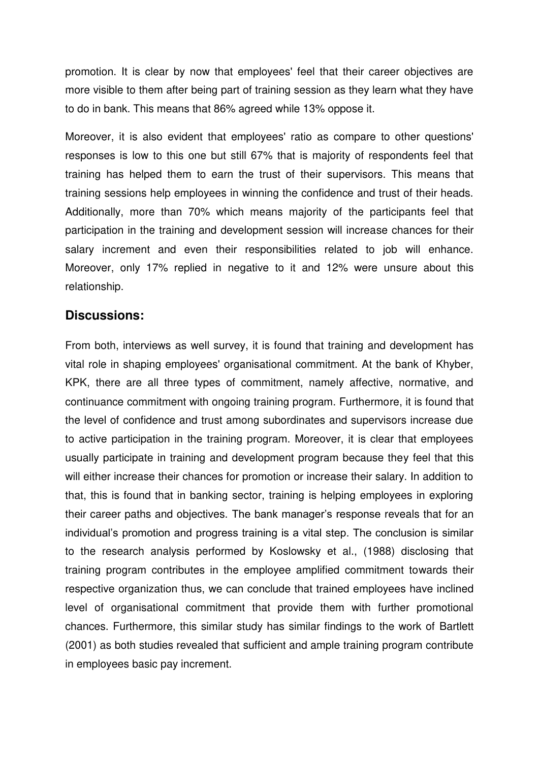promotion. It is clear by now that employees' feel that their career objectives are more visible to them after being part of training session as they learn what they have to do in bank. This means that 86% agreed while 13% oppose it.

Moreover, it is also evident that employees' ratio as compare to other questions' responses is low to this one but still 67% that is majority of respondents feel that training has helped them to earn the trust of their supervisors. This means that training sessions help employees in winning the confidence and trust of their heads. Additionally, more than 70% which means majority of the participants feel that participation in the training and development session will increase chances for their salary increment and even their responsibilities related to job will enhance. Moreover, only 17% replied in negative to it and 12% were unsure about this relationship.

## Discussions:

From both, interviews as well survey, it is found that training and development has vital role in shaping employees' organisational commitment. At the bank of Khyber, KPK, there are all three types of commitment, namely affective, normative, and continuance commitment with ongoing training program. Furthermore, it is found that the level of confidence and trust among subordinates and supervisors increase due to active participation in the training program. Moreover, it is clear that employees usually participate in training and development program because they feel that this will either increase their chances for promotion or increase their salary. In addition to that, this is found that in banking sector, training is helping employees in exploring their career paths and objectives. The bank manager's response reveals that for an individual's promotion and progress training is a vital step. The conclusion is similar to the research analysis performed by Koslowsky et al., (1988) disclosing that training program contributes in the employee amplified commitment towards their respective organization thus, we can conclude that trained employees have inclined level of organisational commitment that provide them with further promotional chances. Furthermore, this similar study has similar findings to the work of Bartlett (2001) as both studies revealed that sufficient and ample training program contribute in employees basic pay increment.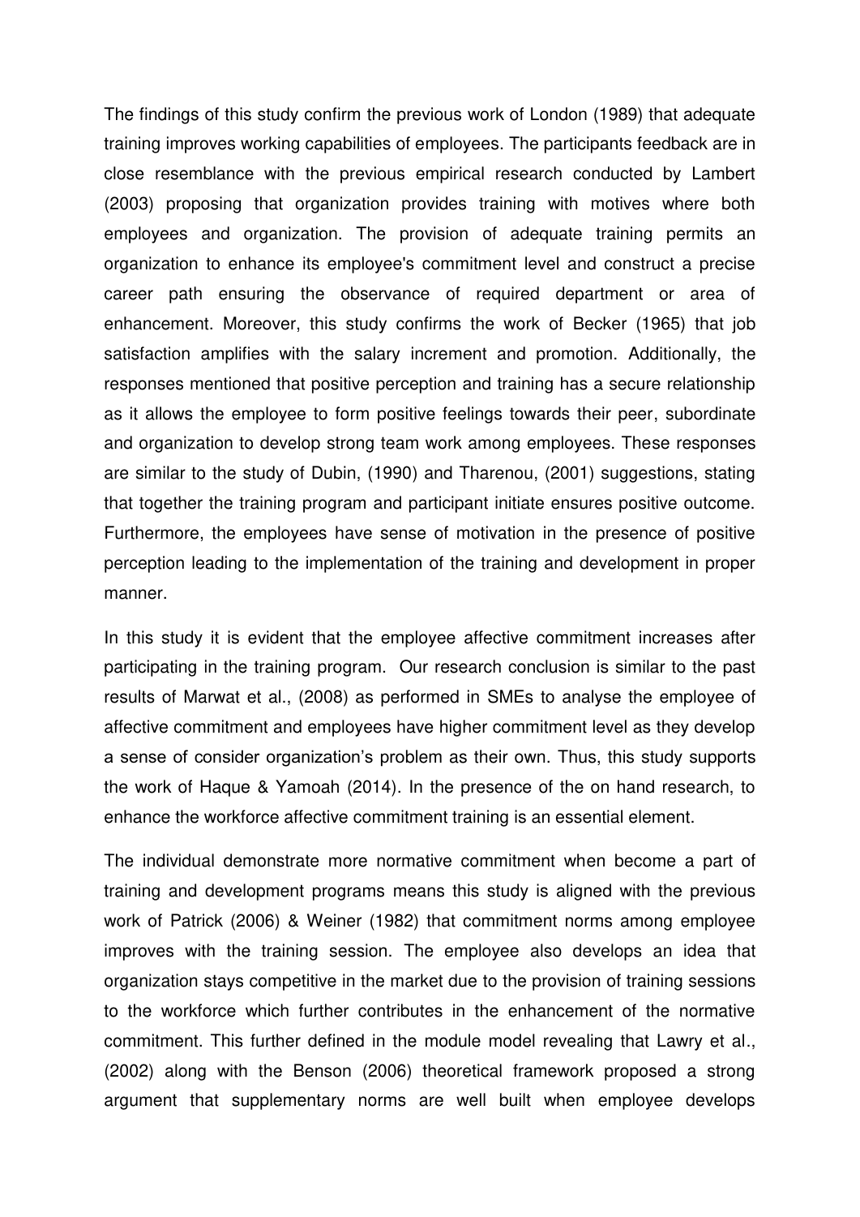The findings of this study confirm the previous work of London (1989) that adequate training improves working capabilities of employees. The participants feedback are in close resemblance with the previous empirical research conducted by Lambert (2003) proposing that organization provides training with motives where both employees and organization. The provision of adequate training permits an organization to enhance its employee's commitment level and construct a precise career path ensuring the observance of required department or area of enhancement. Moreover, this study confirms the work of Becker (1965) that job satisfaction amplifies with the salary increment and promotion. Additionally, the responses mentioned that positive perception and training has a secure relationship as it allows the employee to form positive feelings towards their peer, subordinate and organization to develop strong team work among employees. These responses are similar to the study of Dubin, (1990) and Tharenou, (2001) suggestions, stating that together the training program and participant initiate ensures positive outcome. Furthermore, the employees have sense of motivation in the presence of positive perception leading to the implementation of the training and development in proper manner.

In this study it is evident that the employee affective commitment increases after participating in the training program. Our research conclusion is similar to the past results of Marwat et al., (2008) as performed in SMEs to analyse the employee of affective commitment and employees have higher commitment level as they develop a sense of consider organization's problem as their own. Thus, this study supports the work of Haque & Yamoah (2014). In the presence of the on hand research, to enhance the workforce affective commitment training is an essential element.

The individual demonstrate more normative commitment when become a part of training and development programs means this study is aligned with the previous work of Patrick (2006) & Weiner (1982) that commitment norms among employee improves with the training session. The employee also develops an idea that organization stays competitive in the market due to the provision of training sessions to the workforce which further contributes in the enhancement of the normative commitment. This further defined in the module model revealing that Lawry et al., (2002) along with the Benson (2006) theoretical framework proposed a strong argument that supplementary norms are well built when employee develops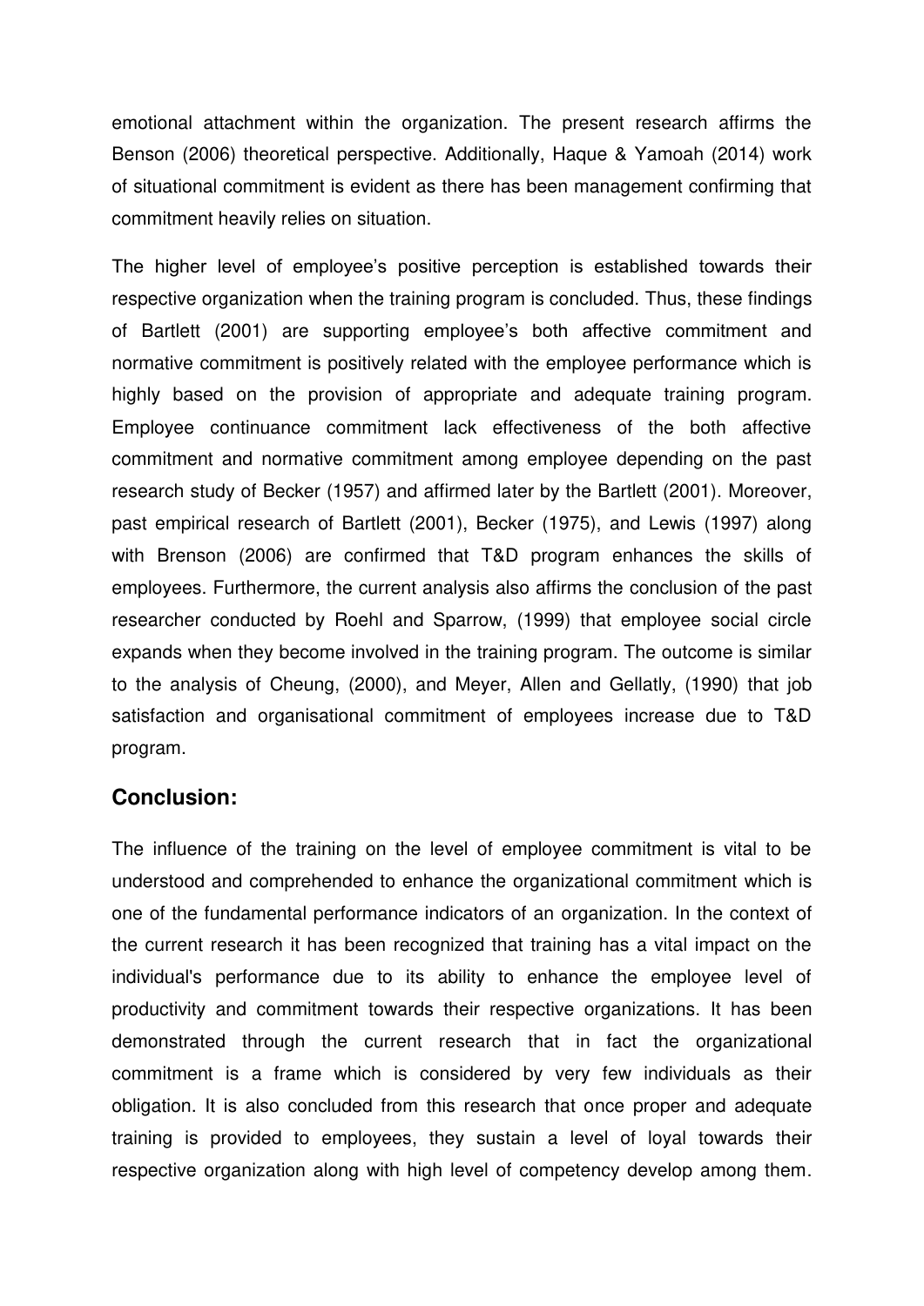emotional attachment within the organization. The present research affirms the Benson (2006) theoretical perspective. Additionally, Haque & Yamoah (2014) work of situational commitment is evident as there has been management confirming that commitment heavily relies on situation.

The higher level of employee's positive perception is established towards their respective organization when the training program is concluded. Thus, these findings of Bartlett (2001) are supporting employee's both affective commitment and normative commitment is positively related with the employee performance which is highly based on the provision of appropriate and adequate training program. Employee continuance commitment lack effectiveness of the both affective commitment and normative commitment among employee depending on the past research study of Becker (1957) and affirmed later by the Bartlett (2001). Moreover, past empirical research of Bartlett (2001), Becker (1975), and Lewis (1997) along with Brenson (2006) are confirmed that T&D program enhances the skills of employees. Furthermore, the current analysis also affirms the conclusion of the past researcher conducted by Roehl and Sparrow, (1999) that employee social circle expands when they become involved in the training program. The outcome is similar to the analysis of Cheung, (2000), and Meyer, Allen and Gellatly, (1990) that job satisfaction and organisational commitment of employees increase due to T&D program.

## Conclusion:

The influence of the training on the level of employee commitment is vital to be understood and comprehended to enhance the organizational commitment which is one of the fundamental performance indicators of an organization. In the context of the current research it has been recognized that training has a vital impact on the individual's performance due to its ability to enhance the employee level of productivity and commitment towards their respective organizations. It has been demonstrated through the current research that in fact the organizational commitment is a frame which is considered by very few individuals as their obligation. It is also concluded from this research that once proper and adequate training is provided to employees, they sustain a level of loyal towards their respective organization along with high level of competency develop among them.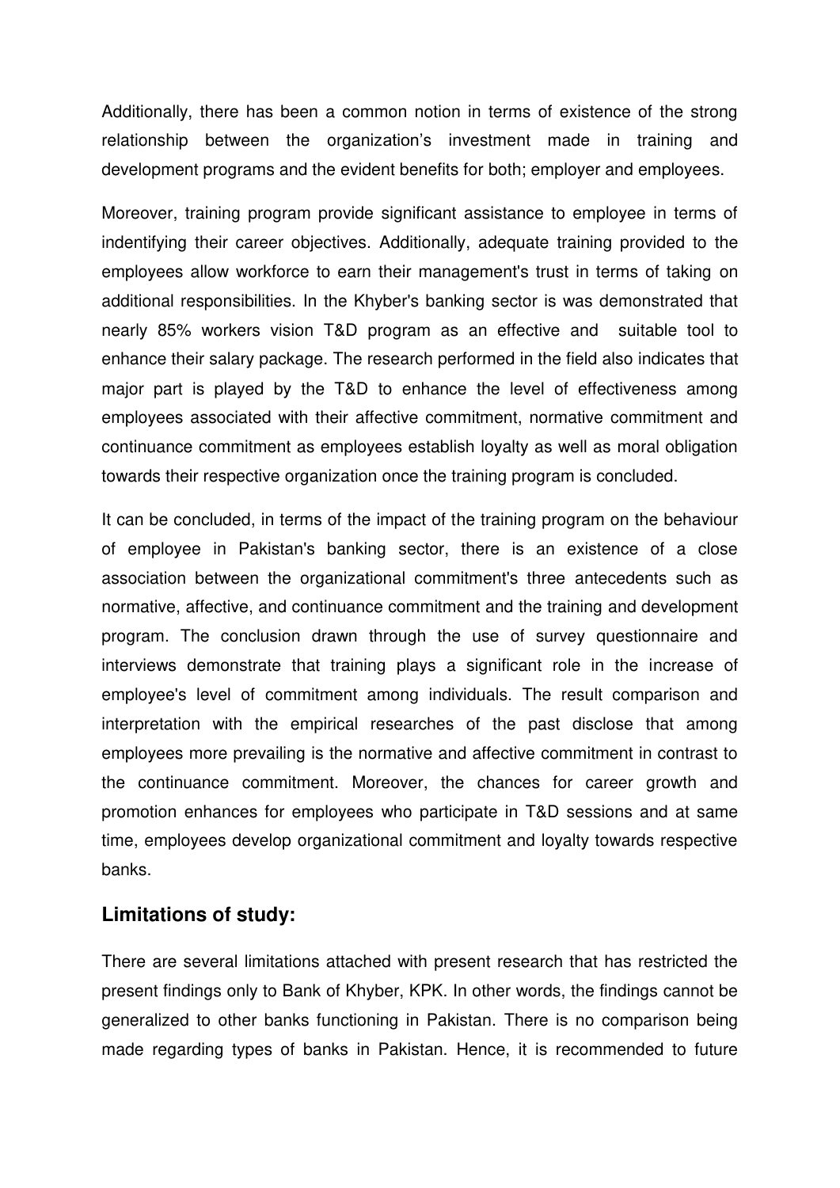Additionally, there has been a common notion in terms of existence of the strong relationship between the organization's investment made in training and development programs and the evident benefits for both; employer and employees.

Moreover, training program provide significant assistance to employee in terms of indentifying their career objectives. Additionally, adequate training provided to the employees allow workforce to earn their management's trust in terms of taking on additional responsibilities. In the Khyber's banking sector is was demonstrated that nearly 85% workers vision T&D program as an effective and suitable tool to enhance their salary package. The research performed in the field also indicates that major part is played by the T&D to enhance the level of effectiveness among employees associated with their affective commitment, normative commitment and continuance commitment as employees establish loyalty as well as moral obligation towards their respective organization once the training program is concluded.

It can be concluded, in terms of the impact of the training program on the behaviour of employee in Pakistan's banking sector, there is an existence of a close association between the organizational commitment's three antecedents such as normative, affective, and continuance commitment and the training and development program. The conclusion drawn through the use of survey questionnaire and interviews demonstrate that training plays a significant role in the increase of employee's level of commitment among individuals. The result comparison and interpretation with the empirical researches of the past disclose that among employees more prevailing is the normative and affective commitment in contrast to the continuance commitment. Moreover, the chances for career growth and promotion enhances for employees who participate in T&D sessions and at same time, employees develop organizational commitment and loyalty towards respective banks.

## Limitations of study:

There are several limitations attached with present research that has restricted the present findings only to Bank of Khyber, KPK. In other words, the findings cannot be generalized to other banks functioning in Pakistan. There is no comparison being made regarding types of banks in Pakistan. Hence, it is recommended to future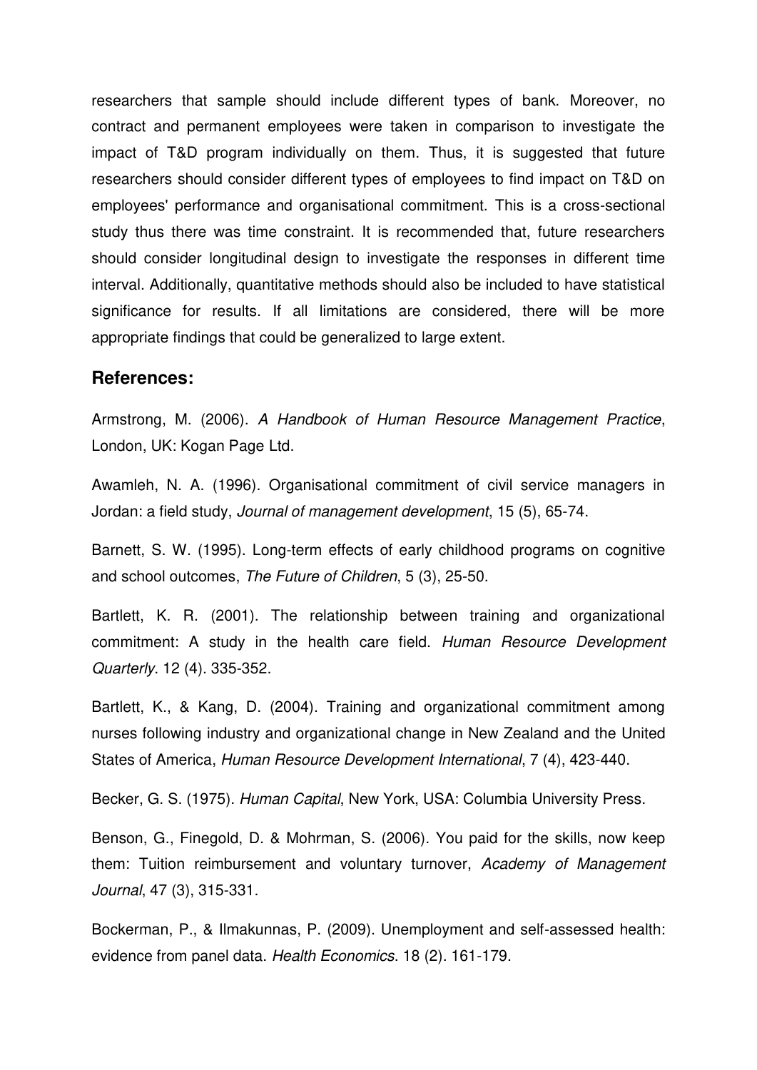researchers that sample should include different types of bank. Moreover, no contract and permanent employees were taken in comparison to investigate the impact of T&D program individually on them. Thus, it is suggested that future researchers should consider different types of employees to find impact on T&D on employees' performance and organisational commitment. This is a cross-sectional study thus there was time constraint. It is recommended that, future researchers should consider longitudinal design to investigate the responses in different time interval. Additionally, quantitative methods should also be included to have statistical significance for results. If all limitations are considered, there will be more appropriate findings that could be generalized to large extent.

## References:

Armstrong, M. (2006). *A Handbook of Human Resource Management Practice*, London, UK: Kogan Page Ltd.

Awamleh, N. A. (1996). Organisational commitment of civil service managers in Jordan: a field study, *Journal of management development*, 15 (5), 65-74.

Barnett, S. W. (1995). Long-term effects of early childhood programs on cognitive and school outcomes, *The Future of Children*, 5 (3), 25-50.

Bartlett, K. R. (2001). The relationship between training and organizational commitment: A study in the health care field. *Human Resource Development Quarterly*. 12 (4). 335-352.

Bartlett, K., & Kang, D. (2004). Training and organizational commitment among nurses following industry and organizational change in New Zealand and the United States of America, *Human Resource Development International*, 7 (4), 423-440.

Becker, G. S. (1975). *Human Capital*, New York, USA: Columbia University Press.

Benson, G., Finegold, D. & Mohrman, S. (2006). You paid for the skills, now keep them: Tuition reimbursement and voluntary turnover, *Academy of Management Journal*, 47 (3), 315-331.

Bockerman, P., & Ilmakunnas, P. (2009). Unemployment and self-assessed health: evidence from panel data. *Health Economics*. 18 (2). 161-179.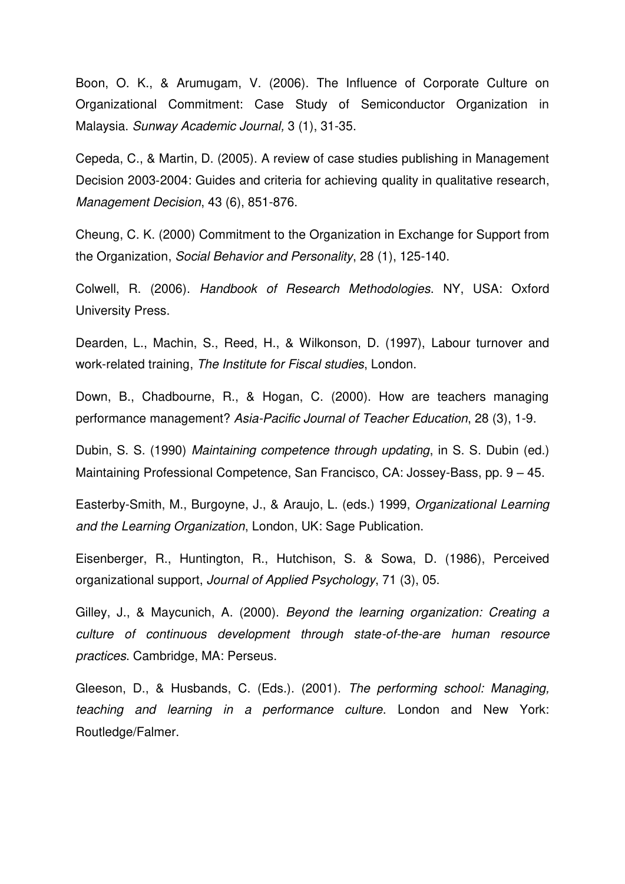Boon, O. K., & Arumugam, V. (2006). The Influence of Corporate Culture on Organizational Commitment: Case Study of Semiconductor Organization in Malaysia. *Sunway Academic Journal,* 3 (1), 31-35.

Cepeda, C., & Martin, D. (2005). A review of case studies publishing in Management Decision 2003-2004: Guides and criteria for achieving quality in qualitative research, *Management Decision*, 43 (6), 851-876.

Cheung, C. K. (2000) Commitment to the Organization in Exchange for Support from the Organization, *Social Behavior and Personality*, 28 (1), 125-140.

Colwell, R. (2006). *Handbook of Research Methodologies*. NY, USA: Oxford University Press.

Dearden, L., Machin, S., Reed, H., & Wilkonson, D. (1997), Labour turnover and work-related training, *The Institute for Fiscal studies*, London.

Down, B., Chadbourne, R., & Hogan, C. (2000). How are teachers managing performance management? *Asia-Pacific Journal of Teacher Education*, 28 (3), 1-9.

Dubin, S. S. (1990) *Maintaining competence through updating*, in S. S. Dubin (ed.) Maintaining Professional Competence, San Francisco, CA: Jossey-Bass, pp. 9 – 45.

Easterby-Smith, M., Burgoyne, J., & Araujo, L. (eds.) 1999, *Organizational Learning and the Learning Organization*, London, UK: Sage Publication.

Eisenberger, R., Huntington, R., Hutchison, S. & Sowa, D. (1986), Perceived organizational support, *Journal of Applied Psychology*, 71 (3), 05.

Gilley, J., & Maycunich, A. (2000). *Beyond the learning organization: Creating a culture of continuous development through state-of-the-are human resource practices*. Cambridge, MA: Perseus.

Gleeson, D., & Husbands, C. (Eds.). (2001). *The performing school: Managing, teaching and learning in a performance culture*. London and New York: Routledge/Falmer.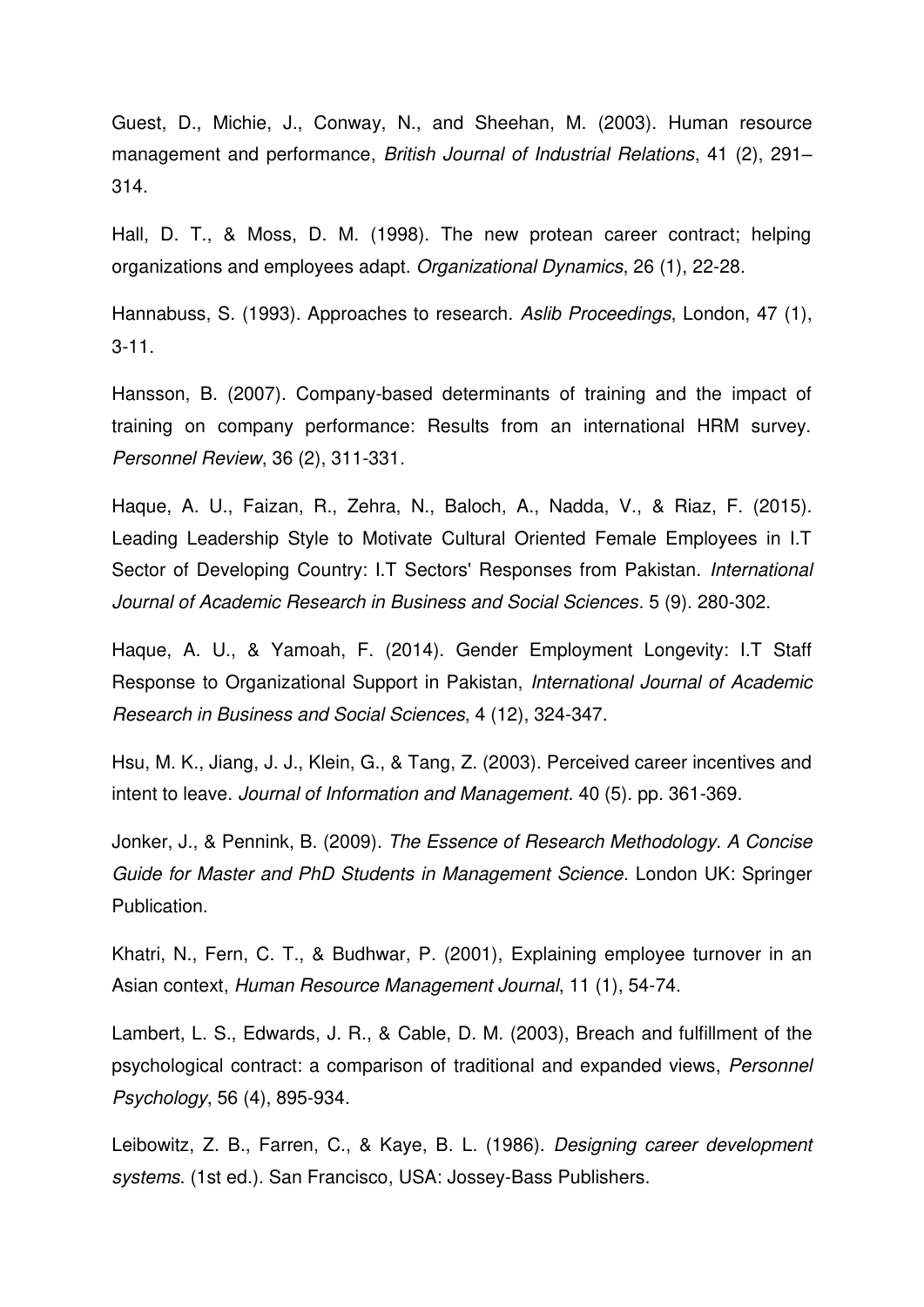Guest, D., Michie, J., Conway, N., and Sheehan, M. (2003). Human resource management and performance, *British Journal of Industrial Relations*, 41 (2), 291–314.

Hall, D. T., & Moss, D. M. (1998). The new protean career contract; helping organizations and employees adapt. *Organizational Dynamics*, 26 (1), 22-28.

Hannabuss, S. (1993). Approaches to research. *Aslib Proceedings*, London, 47 (1), 3-11.

Hansson, B. (2007). Company-based determinants of training and the impact of training on company performance: Results from an international HRM survey. *Personnel Review*, 36 (2), 311-331.

Haque, A. U., Faizan, R., Zehra, N., Baloch, A., Nadda, V., & Riaz, F. (2015). Leading Leadership Style to Motivate Cultural Oriented Female Employees in I.T Sector of Developing Country: I.T Sectors' Responses from Pakistan. *International Journal of Academic Research in Business and Social Sciences*. 5 (9). 280-302.

Haque, A. U., & Yamoah, F. (2014). Gender Employment Longevity: I.T Staff Response to Organizational Support in Pakistan, *International Journal of Academic Research in Business and Social Sciences*, 4 (12), 324-347.

Hsu, M. K., Jiang, J. J., Klein, G., & Tang, Z. (2003). Perceived career incentives and intent to leave. *Journal of Information and Management*. 40 (5). pp. 361-369.

Jonker, J., & Pennink, B. (2009). *The Essence of Research Methodology. A Concise Guide for Master and PhD Students in Management Science*. London UK: Springer Publication.

Khatri, N., Fern, C. T., & Budhwar, P. (2001), Explaining employee turnover in an Asian context, *Human Resource Management Journal*, 11 (1), 54-74.

Lambert, L. S., Edwards, J. R., & Cable, D. M. (2003), Breach and fulfillment of the psychological contract: a comparison of traditional and expanded views, *Personnel Psychology*, 56 (4), 895-934.

Leibowitz, Z. B., Farren, C., & Kaye, B. L. (1986). *Designing career development systems*. (1st ed.). San Francisco, USA: Jossey-Bass Publishers.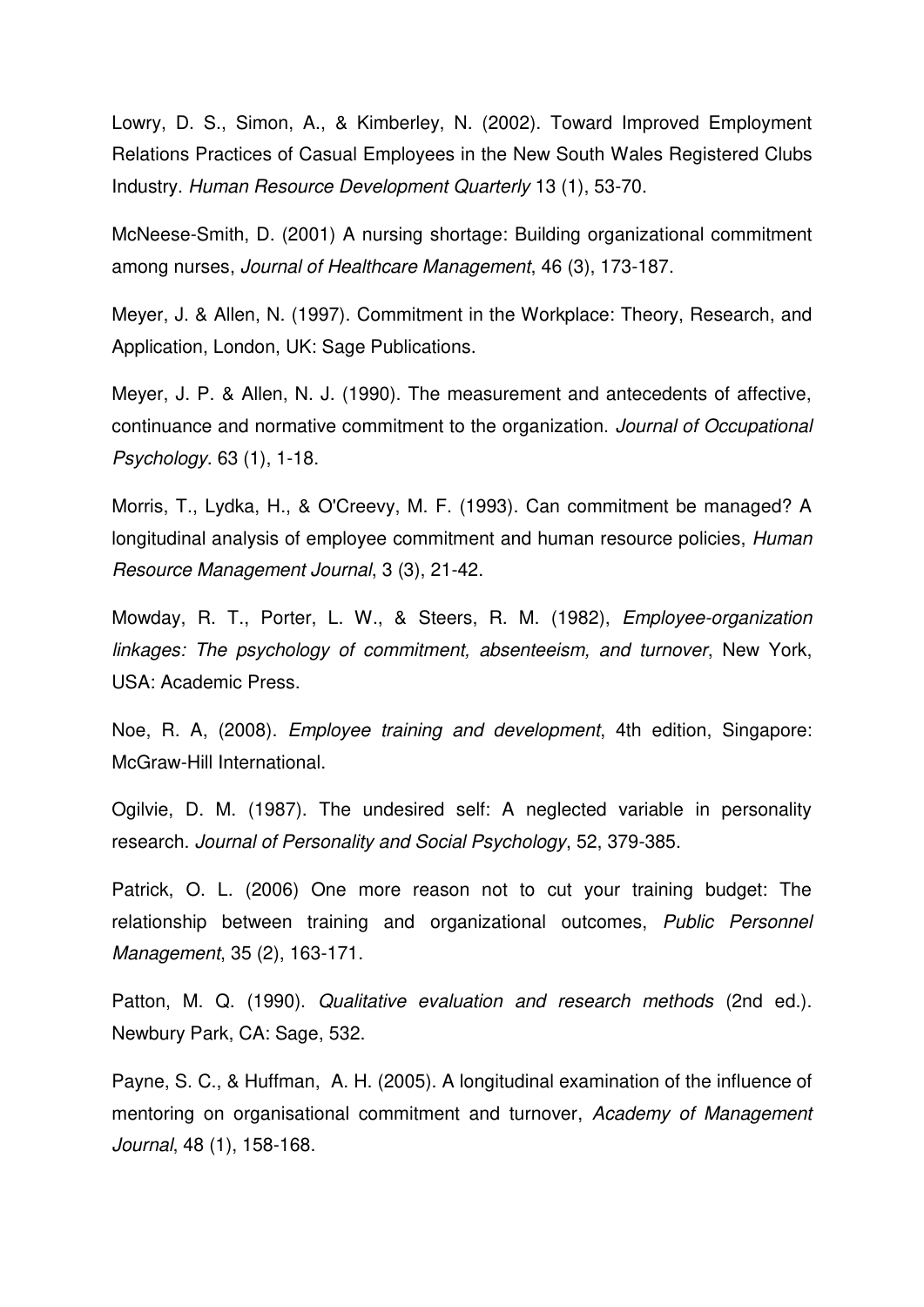Lowry, D. S., Simon, A., & Kimberley, N. (2002). Toward Improved Employment Relations Practices of Casual Employees in the New South Wales Registered Clubs Industry. *Human Resource Development Quarterly* 13 (1), 53-70.

McNeese-Smith, D. (2001) A nursing shortage: Building organizational commitment among nurses, *Journal of Healthcare Management*, 46 (3), 173-187.

Meyer, J. & Allen, N. (1997). Commitment in the Workplace: Theory, Research, and Application, London, UK: Sage Publications.

Meyer, J. P. & Allen, N. J. (1990). The measurement and antecedents of affective, continuance and normative commitment to the organization. *Journal of Occupational Psychology*. 63 (1), 1-18.

Morris, T., Lydka, H., & O'Creevy, M. F. (1993). Can commitment be managed? A longitudinal analysis of employee commitment and human resource policies, *Human Resource Management Journal*, 3 (3), 21-42.

Mowday, R. T., Porter, L. W., & Steers, R. M. (1982), *Employee-organization linkages: The psychology of commitment, absenteeism, and turnover*, New York, USA: Academic Press.

Noe, R. A, (2008). *Employee training and development*, 4th edition, Singapore: McGraw-Hill International.

Ogilvie, D. M. (1987). The undesired self: A neglected variable in personality research. *Journal of Personality and Social Psychology*, 52, 379-385.

Patrick, O. L. (2006) One more reason not to cut your training budget: The relationship between training and organizational outcomes, *Public Personnel Management*, 35 (2), 163-171.

Patton, M. Q. (1990). *Qualitative evaluation and research methods* (2nd ed.). Newbury Park, CA: Sage, 532.

Payne, S. C., & Huffman, A. H. (2005). A longitudinal examination of the influence of mentoring on organisational commitment and turnover, *Academy of Management Journal*, 48 (1), 158-168.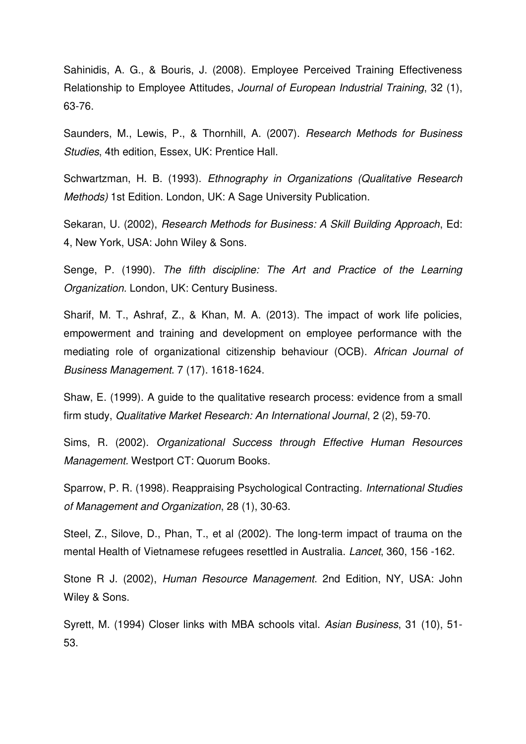Sahinidis, A. G., & Bouris, J. (2008). Employee Perceived Training Effectiveness Relationship to Employee Attitudes, *Journal of European Industrial Training*, 32 (1), 63-76.

Saunders, M., Lewis, P., & Thornhill, A. (2007). *Research Methods for Business Studies*, 4th edition, Essex, UK: Prentice Hall.

Schwartzman, H. B. (1993). *Ethnography in Organizations (Qualitative Research Methods)* 1st Edition. London, UK: A Sage University Publication.

Sekaran, U. (2002), *Research Methods for Business: A Skill Building Approach*, Ed: 4, New York, USA: John Wiley & Sons.

Senge, P. (1990). *The fifth discipline: The Art and Practice of the Learning Organization.* London, UK: Century Business.

Sharif, M. T., Ashraf, Z., & Khan, M. A. (2013). The impact of work life policies, empowerment and training and development on employee performance with the mediating role of organizational citizenship behaviour (OCB). *African Journal of Business Management*. 7 (17). 1618-1624.

Shaw, E. (1999). A guide to the qualitative research process: evidence from a small firm study, *Qualitative Market Research: An International Journal*, 2 (2), 59-70.

Sims, R. (2002). *Organizational Success through Effective Human Resources Management.* Westport CT: Quorum Books.

Sparrow, P. R. (1998). Reappraising Psychological Contracting. *International Studies of Management and Organization*, 28 (1), 30-63.

Steel, Z., Silove, D., Phan, T., et al (2002). The long-term impact of trauma on the mental Health of Vietnamese refugees resettled in Australia. *Lancet*, 360, 156 -162.

Stone R J. (2002), *Human Resource Management*. 2nd Edition, NY, USA: John Wiley & Sons.

Syrett, M. (1994) Closer links with MBA schools vital. *Asian Business*, 31 (10), 51-53.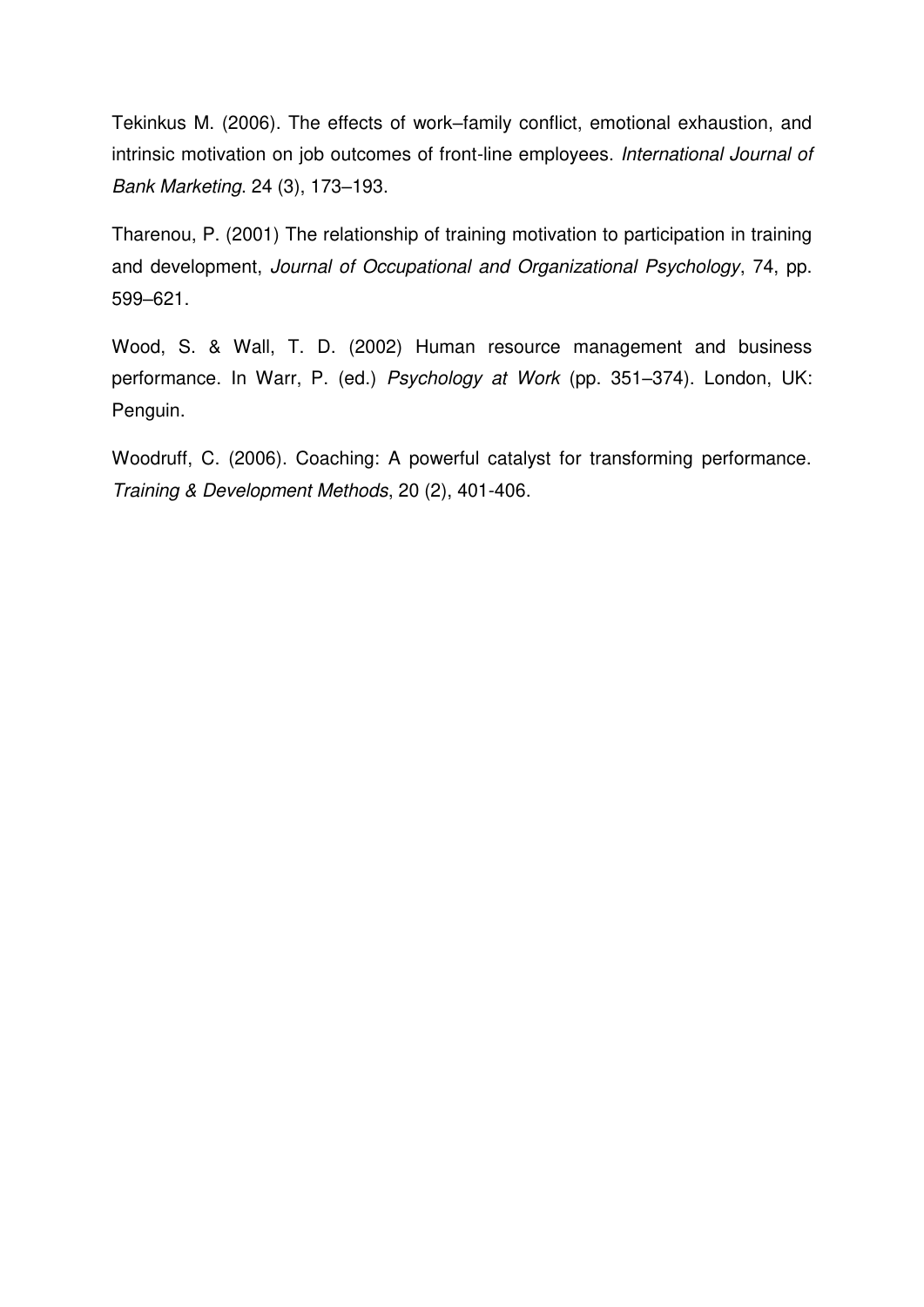Tekinkus M. (2006). The effects of work–family conflict, emotional exhaustion, and intrinsic motivation on job outcomes of front-line employees. *International Journal of Bank Marketing*. 24 (3), 173–193.

Tharenou, P. (2001) The relationship of training motivation to participation in training and development, *Journal of Occupational and Organizational Psychology*, 74, pp. 599–621.

Wood, S. & Wall, T. D. (2002) Human resource management and business performance. In Warr, P. (ed.) *Psychology at Work* (pp. 351–374). London, UK: Penguin.

Woodruff, C. (2006). Coaching: A powerful catalyst for transforming performance. *Training & Development Methods*, 20 (2), 401-406.